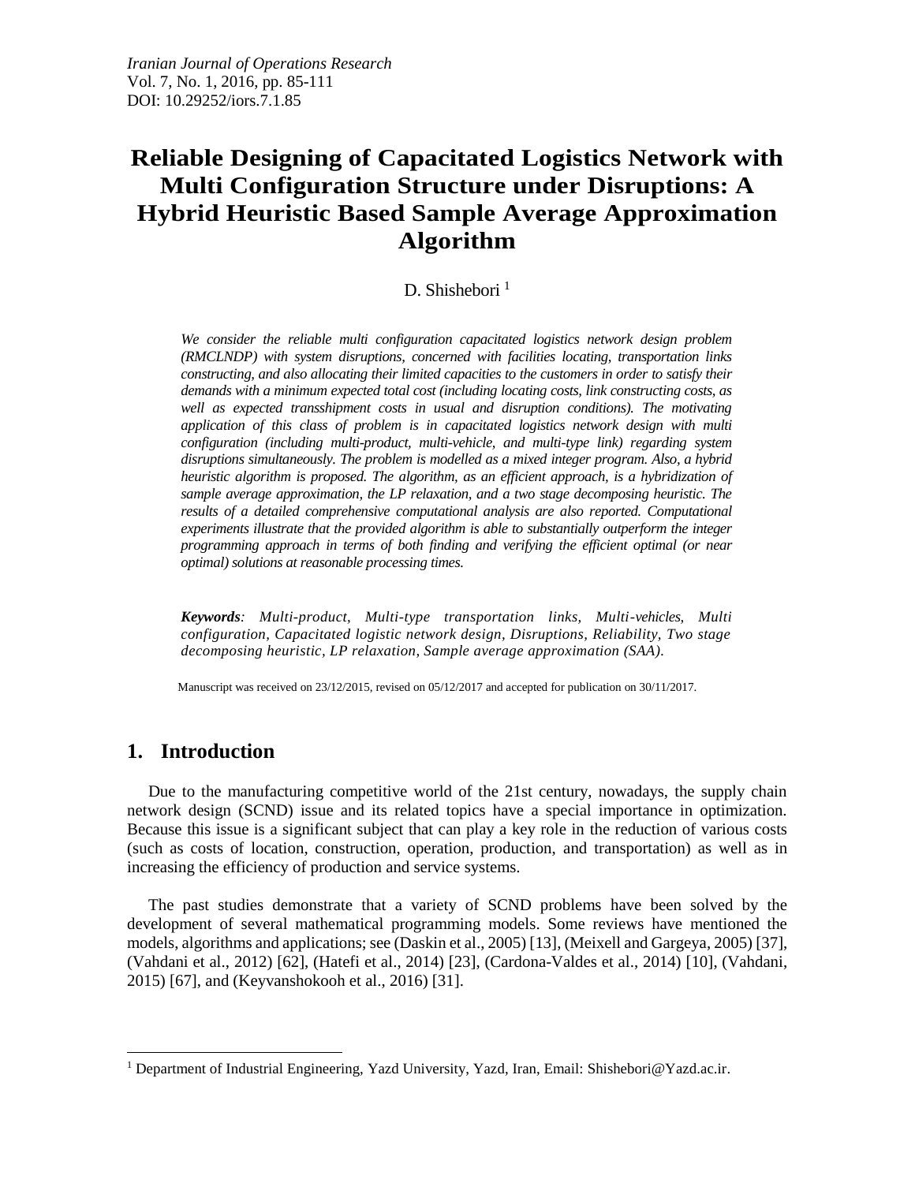# Reliable Designing of Capacitated Logistics Network with Multi Configuration Structure under Disruptions: A Hybrid Heuristic Based Sample Average Approximation Algorithm

D. Shishebori [1]

*We consider the reliable multi configuration capacitated logistics network design problem (RMCLNDP) with system disruptions, concerned with facilities locating, transportation links constructing, and also allocating their limited capacities to the customers in order to satisfy their demands with a minimum expected total cost (including locating costs, link constructing costs, as well as expected transshipment costs in usual and disruption conditions). The motivating application of this class of problem is in capacitated logistics network design with multi configuration (including multi-product, multi-vehicle, and multi-type link) regarding system disruptions simultaneously. The problem is modelled as a mixed integer program. Also, a hybrid heuristic algorithm is proposed. The algorithm, as an efficient approach, is a hybridization of sample average approximation, the LP relaxation, and a two stage decomposing heuristic. The results of a detailed comprehensive computational analysis are also reported. Computational experiments illustrate that the provided algorithm is able to substantially outperform the integer programming approach in terms of both finding and verifying the efficient optimal (or near optimal) solutions at reasonable processing times.*

***Keywords**: Multi-product, Multi-type transportation links, Multi-vehicles, Multi configuration, Capacitated logistic network design, Disruptions, Reliability, Two stage decomposing heuristic, LP relaxation, Sample average approximation (SAA).*

Manuscript was received on 23/12/2015, revised on 05/12/2017 and accepted for publication on 30/11/2017.

## 1. Introduction

Due to the manufacturing competitive world of the 21st century, nowadays, the supply chain network design (SCND) issue and its related topics have a special importance in optimization. Because this issue is a significant subject that can play a key role in the reduction of various costs (such as costs of location, construction, operation, production, and transportation) as well as in increasing the efficiency of production and service systems.

The past studies demonstrate that a variety of SCND problems have been solved by the development of several mathematical programming models. Some reviews have mentioned the models, algorithms and applications; see (Daskin et al., 2005) [13], (Meixell and Gargeya, 2005) [37], (Vahdani et al., 2012) [62], (Hatefi et al., 2014) [23], (Cardona-Valdes et al., 2014) [10], (Vahdani, 2015) [67], and (Keyvanshokooh et al., 2016) [31].

[1] Department of Industrial Engineering, Yazd University, Yazd, Iran, Email: Shishebori@Yazd.ac.ir.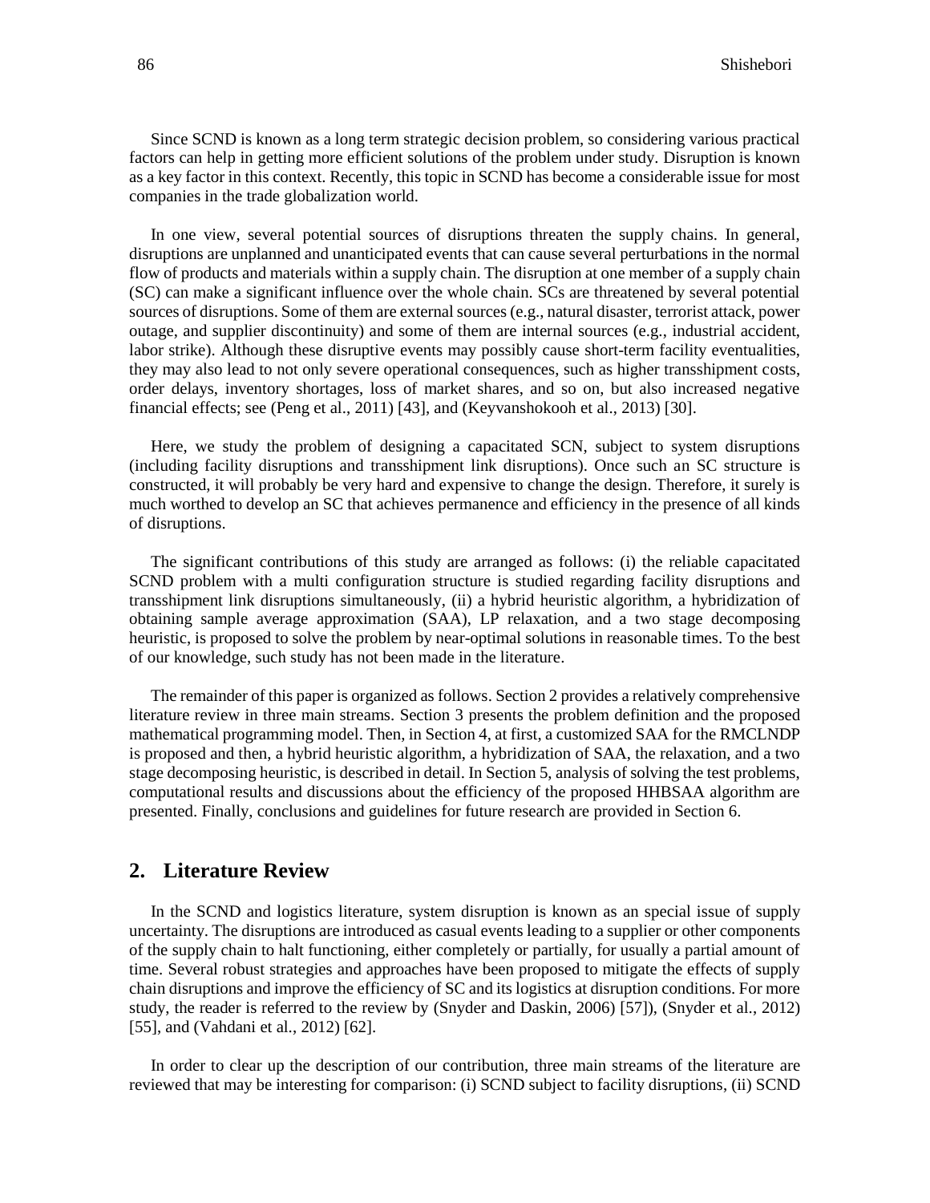Since SCND is known as a long term strategic decision problem, so considering various practical factors can help in getting more efficient solutions of the problem under study. Disruption is known as a key factor in this context. Recently, this topic in SCND has become a considerable issue for most companies in the trade globalization world.

In one view, several potential sources of disruptions threaten the supply chains. In general, disruptions are unplanned and unanticipated events that can cause several perturbations in the normal flow of products and materials within a supply chain. The disruption at one member of a supply chain (SC) can make a significant influence over the whole chain. SCs are threatened by several potential sources of disruptions. Some of them are external sources (e.g., natural disaster, terrorist attack, power outage, and supplier discontinuity) and some of them are internal sources (e.g., industrial accident, labor strike). Although these disruptive events may possibly cause short-term facility eventualities, they may also lead to not only severe operational consequences, such as higher transshipment costs, order delays, inventory shortages, loss of market shares, and so on, but also increased negative financial effects; see (Peng et al., 2011) [43], and (Keyvanshokooh et al., 2013) [30].

Here, we study the problem of designing a capacitated SCN, subject to system disruptions (including facility disruptions and transshipment link disruptions). Once such an SC structure is constructed, it will probably be very hard and expensive to change the design. Therefore, it surely is much worthed to develop an SC that achieves permanence and efficiency in the presence of all kinds of disruptions.

The significant contributions of this study are arranged as follows: (i) the reliable capacitated SCND problem with a multi configuration structure is studied regarding facility disruptions and transshipment link disruptions simultaneously, (ii) a hybrid heuristic algorithm, a hybridization of obtaining sample average approximation (SAA), LP relaxation, and a two stage decomposing heuristic, is proposed to solve the problem by near-optimal solutions in reasonable times. To the best of our knowledge, such study has not been made in the literature.

The remainder of this paper is organized as follows. Section 2 provides a relatively comprehensive literature review in three main streams. Section 3 presents the problem definition and the proposed mathematical programming model. Then, in Section 4, at first, a customized SAA for the RMCLNDP is proposed and then, a hybrid heuristic algorithm, a hybridization of SAA, the relaxation, and a two stage decomposing heuristic, is described in detail. In Section 5, analysis of solving the test problems, computational results and discussions about the efficiency of the proposed HHBSAA algorithm are presented. Finally, conclusions and guidelines for future research are provided in Section 6.

## 2. Literature Review

In the SCND and logistics literature, system disruption is known as an special issue of supply uncertainty. The disruptions are introduced as casual events leading to a supplier or other components of the supply chain to halt functioning, either completely or partially, for usually a partial amount of time. Several robust strategies and approaches have been proposed to mitigate the effects of supply chain disruptions and improve the efficiency of SC and its logistics at disruption conditions. For more study, the reader is referred to the review by (Snyder and Daskin, 2006) [57]), (Snyder et al., 2012) [55], and (Vahdani et al., 2012) [62].

In order to clear up the description of our contribution, three main streams of the literature are reviewed that may be interesting for comparison: (i) SCND subject to facility disruptions, (ii) SCND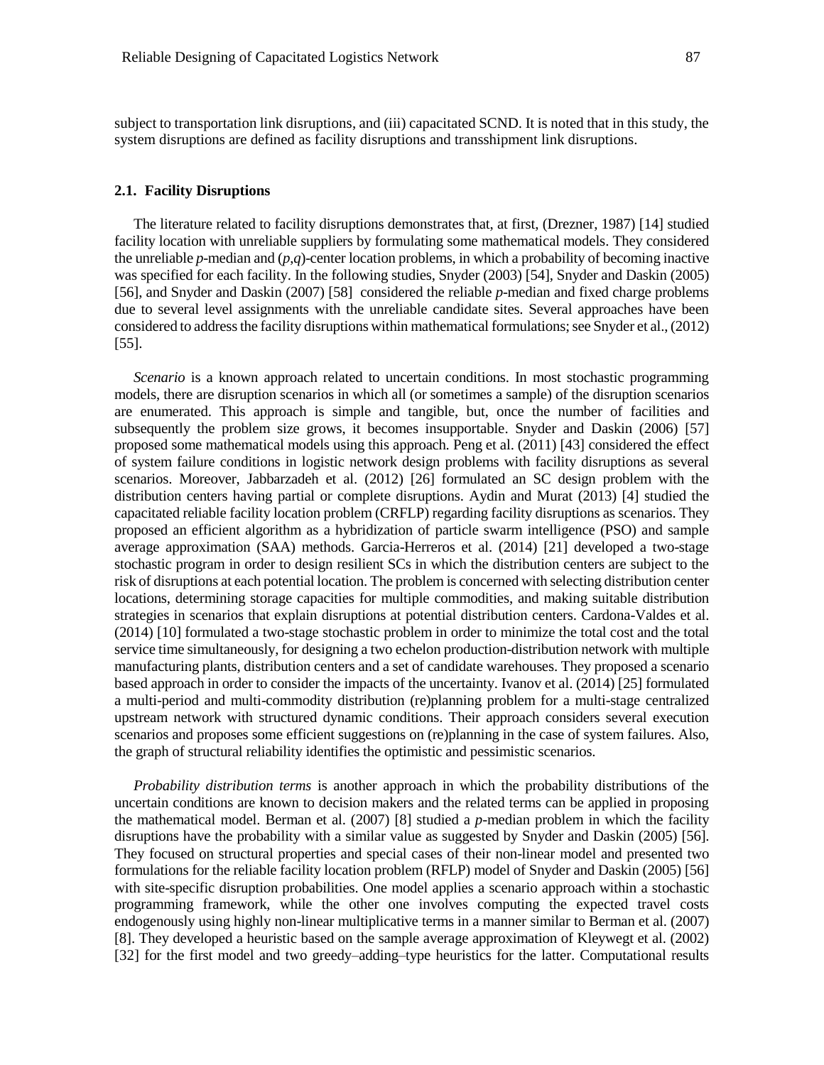subject to transportation link disruptions, and (iii) capacitated SCND. It is noted that in this study, the system disruptions are defined as facility disruptions and transshipment link disruptions.

### 2.1. Facility Disruptions

The literature related to facility disruptions demonstrates that, at first, (Drezner, 1987) [14] studied facility location with unreliable suppliers by formulating some mathematical models. They considered the unreliable *p*-median and (*p*,*q*)-center location problems, in which a probability of becoming inactive was specified for each facility. In the following studies, Snyder (2003) [54], Snyder and Daskin (2005) [56], and Snyder and Daskin (2007) [58] considered the reliable *p*-median and fixed charge problems due to several level assignments with the unreliable candidate sites. Several approaches have been considered to address the facility disruptions within mathematical formulations; see Snyder et al., (2012) [55].

*Scenario* is a known approach related to uncertain conditions. In most stochastic programming models, there are disruption scenarios in which all (or sometimes a sample) of the disruption scenarios are enumerated. This approach is simple and tangible, but, once the number of facilities and subsequently the problem size grows, it becomes insupportable. Snyder and Daskin (2006) [57] proposed some mathematical models using this approach. Peng et al. (2011) [43] considered the effect of system failure conditions in logistic network design problems with facility disruptions as several scenarios. Moreover, Jabbarzadeh et al. (2012) [26] formulated an SC design problem with the distribution centers having partial or complete disruptions. Aydin and Murat (2013) [4] studied the capacitated reliable facility location problem (CRFLP) regarding facility disruptions as scenarios. They proposed an efficient algorithm as a hybridization of particle swarm intelligence (PSO) and sample average approximation (SAA) methods. Garcia-Herreros et al. (2014) [21] developed a two-stage stochastic program in order to design resilient SCs in which the distribution centers are subject to the risk of disruptions at each potential location. The problem is concerned with selecting distribution center locations, determining storage capacities for multiple commodities, and making suitable distribution strategies in scenarios that explain disruptions at potential distribution centers. Cardona-Valdes et al. (2014) [10] formulated a two-stage stochastic problem in order to minimize the total cost and the total service time simultaneously, for designing a two echelon production-distribution network with multiple manufacturing plants, distribution centers and a set of candidate warehouses. They proposed a scenario based approach in order to consider the impacts of the uncertainty. Ivanov et al. (2014) [25] formulated a multi-period and multi-commodity distribution (re)planning problem for a multi-stage centralized upstream network with structured dynamic conditions. Their approach considers several execution scenarios and proposes some efficient suggestions on (re)planning in the case of system failures. Also, the graph of structural reliability identifies the optimistic and pessimistic scenarios.

*Probability distribution terms* is another approach in which the probability distributions of the uncertain conditions are known to decision makers and the related terms can be applied in proposing the mathematical model. Berman et al. (2007) [8] studied a *p*-median problem in which the facility disruptions have the probability with a similar value as suggested by Snyder and Daskin (2005) [56]. They focused on structural properties and special cases of their non-linear model and presented two formulations for the reliable facility location problem (RFLP) model of Snyder and Daskin (2005) [56] with site-specific disruption probabilities. One model applies a scenario approach within a stochastic programming framework, while the other one involves computing the expected travel costs endogenously using highly non-linear multiplicative terms in a manner similar to Berman et al. (2007) [8]. They developed a heuristic based on the sample average approximation of Kleywegt et al. (2002) [32] for the first model and two greedy–adding–type heuristics for the latter. Computational results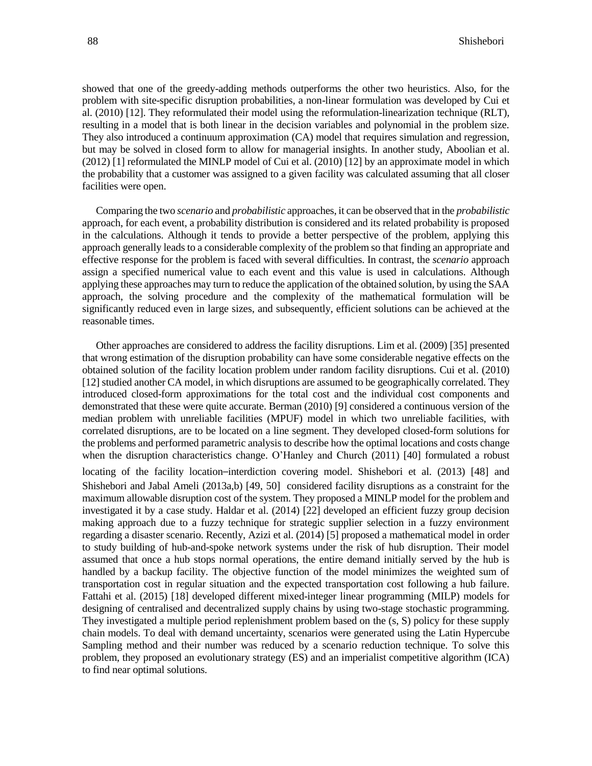showed that one of the greedy-adding methods outperforms the other two heuristics. Also, for the problem with site-specific disruption probabilities, a non-linear formulation was developed by Cui et al. (2010) [12]. They reformulated their model using the reformulation-linearization technique (RLT), resulting in a model that is both linear in the decision variables and polynomial in the problem size. They also introduced a continuum approximation (CA) model that requires simulation and regression, but may be solved in closed form to allow for managerial insights. In another study, Aboolian et al. (2012) [1] reformulated the MINLP model of Cui et al. (2010) [12] by an approximate model in which the probability that a customer was assigned to a given facility was calculated assuming that all closer facilities were open.

Comparing the two *scenario* and *probabilistic* approaches, it can be observed that in the *probabilistic* approach, for each event, a probability distribution is considered and its related probability is proposed in the calculations. Although it tends to provide a better perspective of the problem, applying this approach generally leads to a considerable complexity of the problem so that finding an appropriate and effective response for the problem is faced with several difficulties. In contrast, the *scenario* approach assign a specified numerical value to each event and this value is used in calculations. Although applying these approaches may turn to reduce the application of the obtained solution, by using the SAA approach, the solving procedure and the complexity of the mathematical formulation will be significantly reduced even in large sizes, and subsequently, efficient solutions can be achieved at the reasonable times.

Other approaches are considered to address the facility disruptions. Lim et al. (2009) [35] presented that wrong estimation of the disruption probability can have some considerable negative effects on the obtained solution of the facility location problem under random facility disruptions. Cui et al. (2010) [12] studied another CA model, in which disruptions are assumed to be geographically correlated. They introduced closed-form approximations for the total cost and the individual cost components and demonstrated that these were quite accurate. Berman (2010) [9] considered a continuous version of the median problem with unreliable facilities (MPUF) model in which two unreliable facilities, with correlated disruptions, are to be located on a line segment. They developed closed-form solutions for the problems and performed parametric analysis to describe how the optimal locations and costs change when the disruption characteristics change. O'Hanley and Church (2011) [40] formulated a robust locating of the facility location–interdiction covering model. Shishebori et al. (2013) [48] and Shishebori and Jabal Ameli (2013a,b) [49, 50] considered facility disruptions as a constraint for the maximum allowable disruption cost of the system. They proposed a MINLP model for the problem and investigated it by a case study. Haldar et al. (2014) [22] developed an efficient fuzzy group decision making approach due to a fuzzy technique for strategic supplier selection in a fuzzy environment regarding a disaster scenario. Recently, Azizi et al. (2014) [5] proposed a mathematical model in order to study building of hub-and-spoke network systems under the risk of hub disruption. Their model assumed that once a hub stops normal operations, the entire demand initially served by the hub is handled by a backup facility. The objective function of the model minimizes the weighted sum of transportation cost in regular situation and the expected transportation cost following a hub failure. Fattahi et al. (2015) [18] developed different mixed-integer linear programming (MILP) models for designing of centralised and decentralized supply chains by using two-stage stochastic programming. They investigated a multiple period replenishment problem based on the (s, S) policy for these supply chain models. To deal with demand uncertainty, scenarios were generated using the Latin Hypercube Sampling method and their number was reduced by a scenario reduction technique. To solve this problem, they proposed an evolutionary strategy (ES) and an imperialist competitive algorithm (ICA) to find near optimal solutions.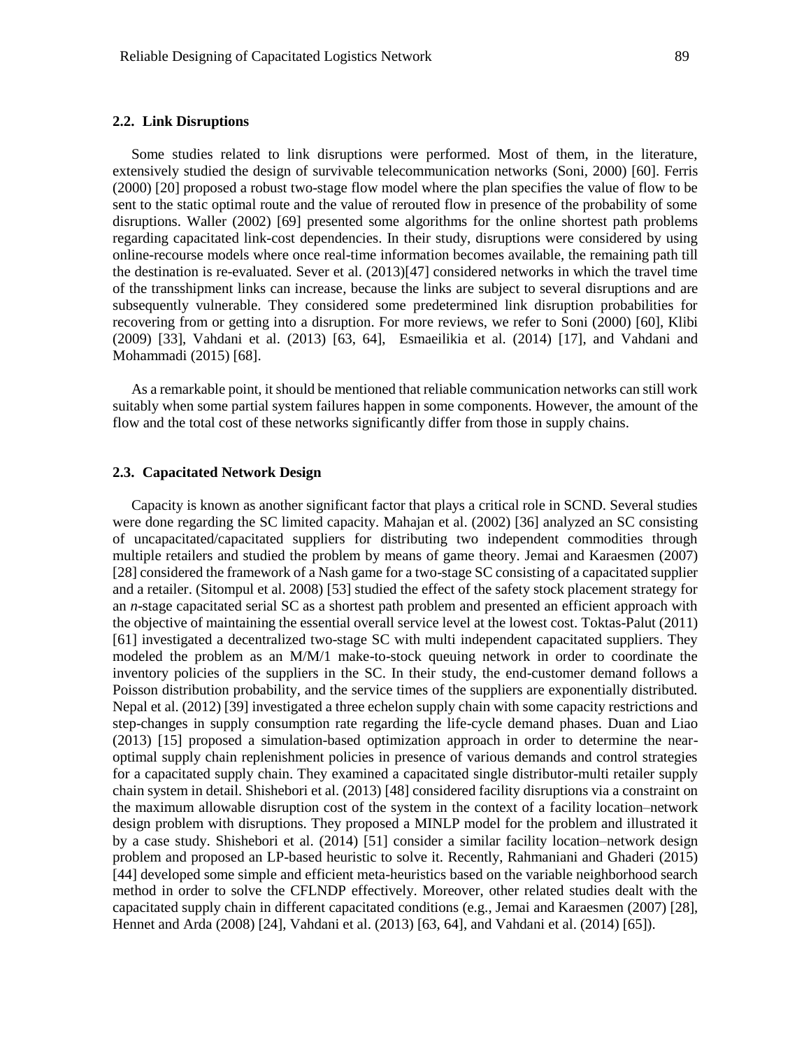### 2.2. Link Disruptions

Some studies related to link disruptions were performed. Most of them, in the literature, extensively studied the design of survivable telecommunication networks (Soni, 2000) [60]. Ferris (2000) [20] proposed a robust two-stage flow model where the plan specifies the value of flow to be sent to the static optimal route and the value of rerouted flow in presence of the probability of some disruptions. Waller (2002) [69] presented some algorithms for the online shortest path problems regarding capacitated link-cost dependencies. In their study, disruptions were considered by using online-recourse models where once real-time information becomes available, the remaining path till the destination is re-evaluated. Sever et al. (2013)[47] considered networks in which the travel time of the transshipment links can increase, because the links are subject to several disruptions and are subsequently vulnerable. They considered some predetermined link disruption probabilities for recovering from or getting into a disruption. For more reviews, we refer to Soni (2000) [60], Klibi (2009) [33], Vahdani et al. (2013) [63, 64], Esmaeilikia et al. (2014) [17], and Vahdani and Mohammadi (2015) [68].

As a remarkable point, it should be mentioned that reliable communication networks can still work suitably when some partial system failures happen in some components. However, the amount of the flow and the total cost of these networks significantly differ from those in supply chains.

### 2.3. Capacitated Network Design

Capacity is known as another significant factor that plays a critical role in SCND. Several studies were done regarding the SC limited capacity. Mahajan et al. (2002) [36] analyzed an SC consisting of uncapacitated/capacitated suppliers for distributing two independent commodities through multiple retailers and studied the problem by means of game theory. Jemai and Karaesmen (2007) [28] considered the framework of a Nash game for a two-stage SC consisting of a capacitated supplier and a retailer. (Sitompul et al. 2008) [53] studied the effect of the safety stock placement strategy for an *n*-stage capacitated serial SC as a shortest path problem and presented an efficient approach with the objective of maintaining the essential overall service level at the lowest cost. Toktas-Palut (2011) [61] investigated a decentralized two-stage SC with multi independent capacitated suppliers. They modeled the problem as an M/M/1 make-to-stock queuing network in order to coordinate the inventory policies of the suppliers in the SC. In their study, the end-customer demand follows a Poisson distribution probability, and the service times of the suppliers are exponentially distributed. Nepal et al. (2012) [39] investigated a three echelon supply chain with some capacity restrictions and step-changes in supply consumption rate regarding the life-cycle demand phases. Duan and Liao (2013) [15] proposed a simulation-based optimization approach in order to determine the near-optimal supply chain replenishment policies in presence of various demands and control strategies for a capacitated supply chain. They examined a capacitated single distributor-multi retailer supply chain system in detail. Shishebori et al. (2013) [48] considered facility disruptions via a constraint on the maximum allowable disruption cost of the system in the context of a facility location–network design problem with disruptions. They proposed a MINLP model for the problem and illustrated it by a case study. Shishebori et al. (2014) [51] consider a similar facility location–network design problem and proposed an LP-based heuristic to solve it. Recently, Rahmaniani and Ghaderi (2015) [44] developed some simple and efficient meta-heuristics based on the variable neighborhood search method in order to solve the CFLNDP effectively. Moreover, other related studies dealt with the capacitated supply chain in different capacitated conditions (e.g., Jemai and Karaesmen (2007) [28], Hennet and Arda (2008) [24], Vahdani et al. (2013) [63, 64], and Vahdani et al. (2014) [65]).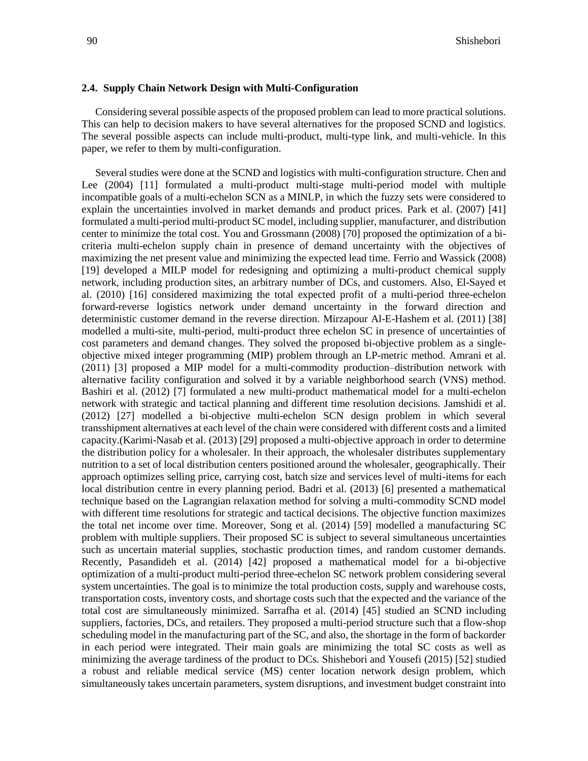### 2.4. Supply Chain Network Design with Multi-Configuration

Considering several possible aspects of the proposed problem can lead to more practical solutions. This can help to decision makers to have several alternatives for the proposed SCND and logistics. The several possible aspects can include multi-product, multi-type link, and multi-vehicle. In this paper, we refer to them by multi-configuration.

Several studies were done at the SCND and logistics with multi-configuration structure. Chen and Lee (2004) [11] formulated a multi-product multi-stage multi-period model with multiple incompatible goals of a multi-echelon SCN as a MINLP, in which the fuzzy sets were considered to explain the uncertainties involved in market demands and product prices. Park et al. (2007) [41] formulated a multi-period multi-product SC model, including supplier, manufacturer, and distribution center to minimize the total cost. You and Grossmann (2008) [70] proposed the optimization of a bi-criteria multi-echelon supply chain in presence of demand uncertainty with the objectives of maximizing the net present value and minimizing the expected lead time. Ferrio and Wassick (2008) [19] developed a MILP model for redesigning and optimizing a multi-product chemical supply network, including production sites, an arbitrary number of DCs, and customers. Also, El-Sayed et al. (2010) [16] considered maximizing the total expected profit of a multi-period three-echelon forward-reverse logistics network under demand uncertainty in the forward direction and deterministic customer demand in the reverse direction. Mirzapour Al-E-Hashem et al. (2011) [38] modelled a multi-site, multi-period, multi-product three echelon SC in presence of uncertainties of cost parameters and demand changes. They solved the proposed bi-objective problem as a single-objective mixed integer programming (MIP) problem through an LP-metric method. Amrani et al. (2011) [3] proposed a MIP model for a multi-commodity production–distribution network with alternative facility configuration and solved it by a variable neighborhood search (VNS) method. Bashiri et al. (2012) [7] formulated a new multi-product mathematical model for a multi-echelon network with strategic and tactical planning and different time resolution decisions. Jamshidi et al. (2012) [27] modelled a bi-objective multi-echelon SCN design problem in which several transshipment alternatives at each level of the chain were considered with different costs and a limited capacity.(Karimi-Nasab et al. (2013) [29] proposed a multi-objective approach in order to determine the distribution policy for a wholesaler. In their approach, the wholesaler distributes supplementary nutrition to a set of local distribution centers positioned around the wholesaler, geographically. Their approach optimizes selling price, carrying cost, batch size and services level of multi-items for each local distribution centre in every planning period. Badri et al. (2013) [6] presented a mathematical technique based on the Lagrangian relaxation method for solving a multi-commodity SCND model with different time resolutions for strategic and tactical decisions. The objective function maximizes the total net income over time. Moreover, Song et al. (2014) [59] modelled a manufacturing SC problem with multiple suppliers. Their proposed SC is subject to several simultaneous uncertainties such as uncertain material supplies, stochastic production times, and random customer demands. Recently, Pasandideh et al. (2014) [42] proposed a mathematical model for a bi-objective optimization of a multi-product multi-period three-echelon SC network problem considering several system uncertainties. The goal is to minimize the total production costs, supply and warehouse costs, transportation costs, inventory costs, and shortage costs such that the expected and the variance of the total cost are simultaneously minimized. Sarrafha et al. (2014) [45] studied an SCND including suppliers, factories, DCs, and retailers. They proposed a multi-period structure such that a flow-shop scheduling model in the manufacturing part of the SC, and also, the shortage in the form of backorder in each period were integrated. Their main goals are minimizing the total SC costs as well as minimizing the average tardiness of the product to DCs. Shishebori and Yousefi (2015) [52] studied a robust and reliable medical service (MS) center location network design problem, which simultaneously takes uncertain parameters, system disruptions, and investment budget constraint into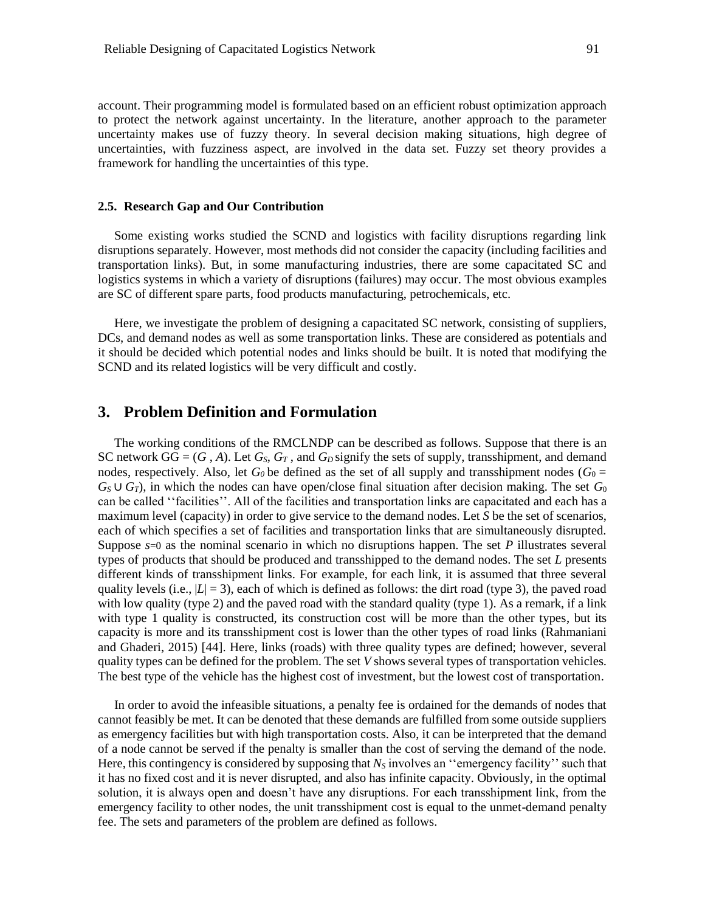account. Their programming model is formulated based on an efficient robust optimization approach to protect the network against uncertainty. In the literature, another approach to the parameter uncertainty makes use of fuzzy theory. In several decision making situations, high degree of uncertainties, with fuzziness aspect, are involved in the data set. Fuzzy set theory provides a framework for handling the uncertainties of this type.

### 2.5. Research Gap and Our Contribution

Some existing works studied the SCND and logistics with facility disruptions regarding link disruptions separately. However, most methods did not consider the capacity (including facilities and transportation links). But, in some manufacturing industries, there are some capacitated SC and logistics systems in which a variety of disruptions (failures) may occur. The most obvious examples are SC of different spare parts, food products manufacturing, petrochemicals, etc.

Here, we investigate the problem of designing a capacitated SC network, consisting of suppliers, DCs, and demand nodes as well as some transportation links. These are considered as potentials and it should be decided which potential nodes and links should be built. It is noted that modifying the SCND and its related logistics will be very difficult and costly.

## 3. Problem Definition and Formulation

The working conditions of the RMCLNDP can be described as follows. Suppose that there is an SC network GG = ($G$ , $A$). Let $G_S$, $G_T$ , and $G_D$ signify the sets of supply, transshipment, and demand nodes, respectively. Also, let $G_0$ be defined as the set of all supply and transshipment nodes ($G_0 = G_S \cup G_T$), in which the nodes can have open/close final situation after decision making. The set $G_0$ can be called ''facilities''. All of the facilities and transportation links are capacitated and each has a maximum level (capacity) in order to give service to the demand nodes. Let $S$ be the set of scenarios, each of which specifies a set of facilities and transportation links that are simultaneously disrupted. Suppose $s$=0 as the nominal scenario in which no disruptions happen. The set $P$ illustrates several types of products that should be produced and transshipped to the demand nodes. The set $L$ presents different kinds of transshipment links. For example, for each link, it is assumed that three several quality levels (i.e., $|L| = 3$), each of which is defined as follows: the dirt road (type 3), the paved road with low quality (type 2) and the paved road with the standard quality (type 1). As a remark, if a link with type 1 quality is constructed, its construction cost will be more than the other types, but its capacity is more and its transshipment cost is lower than the other types of road links (Rahmaniani and Ghaderi, 2015) [44]. Here, links (roads) with three quality types are defined; however, several quality types can be defined for the problem. The set $V$ shows several types of transportation vehicles. The best type of the vehicle has the highest cost of investment, but the lowest cost of transportation.

In order to avoid the infeasible situations, a penalty fee is ordained for the demands of nodes that cannot feasibly be met. It can be denoted that these demands are fulfilled from some outside suppliers as emergency facilities but with high transportation costs. Also, it can be interpreted that the demand of a node cannot be served if the penalty is smaller than the cost of serving the demand of the node. Here, this contingency is considered by supposing that $N_S$ involves an ''emergency facility'' such that it has no fixed cost and it is never disrupted, and also has infinite capacity. Obviously, in the optimal solution, it is always open and doesn't have any disruptions. For each transshipment link, from the emergency facility to other nodes, the unit transshipment cost is equal to the unmet-demand penalty fee. The sets and parameters of the problem are defined as follows.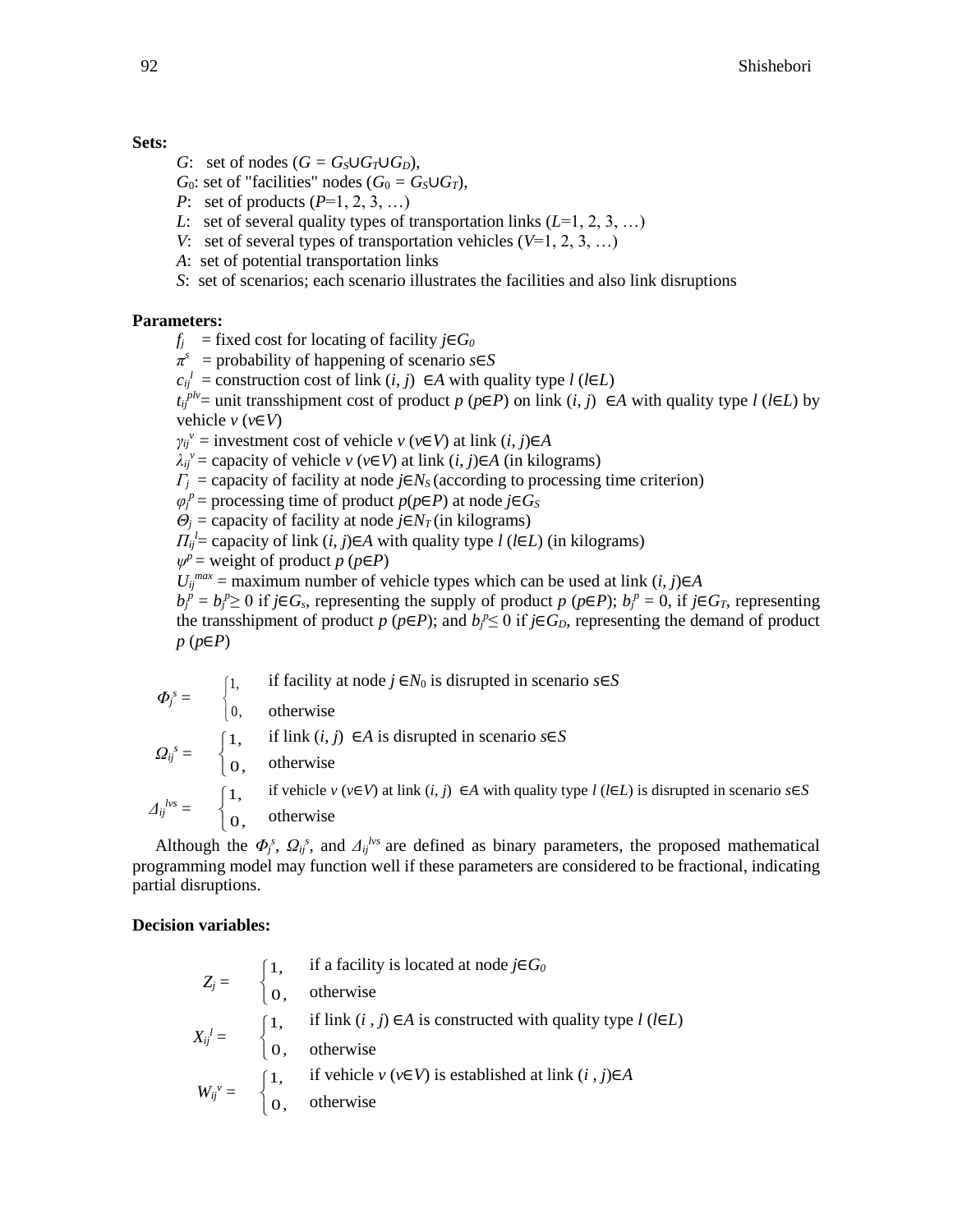**Sets:**

$G$: set of nodes ($G = G_S \cup G_T \cup G_D$),

$G_0$: set of "facilities" nodes ($G_0 = G_S \cup G_T$),

$P$: set of products ($P$=1, 2, 3, …)

$L$: set of several quality types of transportation links ($L$=1, 2, 3, …)

$V$: set of several types of transportation vehicles ($V$=1, 2, 3, …)

$A$: set of potential transportation links

$S$: set of scenarios; each scenario illustrates the facilities and also link disruptions

**Parameters:**

$f_j$ = fixed cost for locating of facility $j \in G_0$

$\pi^s$ = probability of happening of scenario $s \in S$

$c_{ij}^{l}$ = construction cost of link $(i, j) \in A$ with quality type $l$ ($l \in L$)

$t_{ij}^{plv}$= unit transshipment cost of product $p$ ($p \in P$) on link $(i, j) \in A$ with quality type $l$ ($l \in L$) by vehicle $v$ ($v \in V$)

$\gamma_{ij}^{v}$ = investment cost of vehicle $v$ ($v \in V$) at link $(i, j) \in A$

$\lambda_{ij}^{v}$ = capacity of vehicle $v$ ($v \in V$) at link $(i, j) \in A$ (in kilograms)

$\Gamma_j$ = capacity of facility at node $j \in N_S$ (according to processing time criterion)

$\varphi_j^{p}$ = processing time of product $p$($p \in P$) at node $j \in G_S$

$\Theta_j$ = capacity of facility at node $j \in N_T$ (in kilograms)

$\Pi_{ij}^{l}$= capacity of link $(i, j) \in A$ with quality type $l$ ($l \in L$) (in kilograms)

$\psi^p$ = weight of product $p$ ($p \in P$)

$U_{ij}^{max}$ = maximum number of vehicle types which can be used at link $(i, j) \in A$

$b_j^p = b_j^p \geq 0$ if $j \in G_s$, representing the supply of product $p$ ($p \in P$); $b_j^p = 0$, if $j \in G_T$, representing the transshipment of product $p$ ($p \in P$); and $b_j^p \leq 0$ if $j \in G_D$, representing the demand of product $p$ ($p \in P$)

$$\Phi_j^s = \begin{cases} 1, & \text{if facility at node } j \in N_0 \text{ is disrupted in scenario } s \in S \\ 0, & \text{otherwise} \end{cases}$$

$$\Omega_{ij}^s = \begin{cases} 1, & \text{if link } (i, j) \in A \text{ is disrupted in scenario } s \in S \\ 0, & \text{otherwise} \end{cases}$$

$$\Delta_{ij}^{lvs} = \begin{cases} 1, & \text{if vehicle } v\ (v \in V) \text{ at link } (i, j) \in A \text{ with quality type } l\ (l \in L) \text{ is disrupted in scenario } s \in S \\ 0, & \text{otherwise} \end{cases}$$

Although the $\Phi_j^s$, $\Omega_{ij}^s$, and $\Delta_{ij}^{lvs}$ are defined as binary parameters, the proposed mathematical programming model may function well if these parameters are considered to be fractional, indicating partial disruptions.

**Decision variables:**

$$Z_j = \begin{cases} 1, & \text{if a facility is located at node } j \in G_0 \\ 0, & \text{otherwise} \end{cases}$$

$$X_{ij}^l = \begin{cases} 1, & \text{if link } (i, j) \in A \text{ is constructed with quality type } l\ (l \in L) \\ 0, & \text{otherwise} \end{cases}$$

$$W_{ij}^v = \begin{cases} 1, & \text{if vehicle } v\ (v \in V) \text{ is established at link } (i, j) \in A \\ 0, & \text{otherwise} \end{cases}$$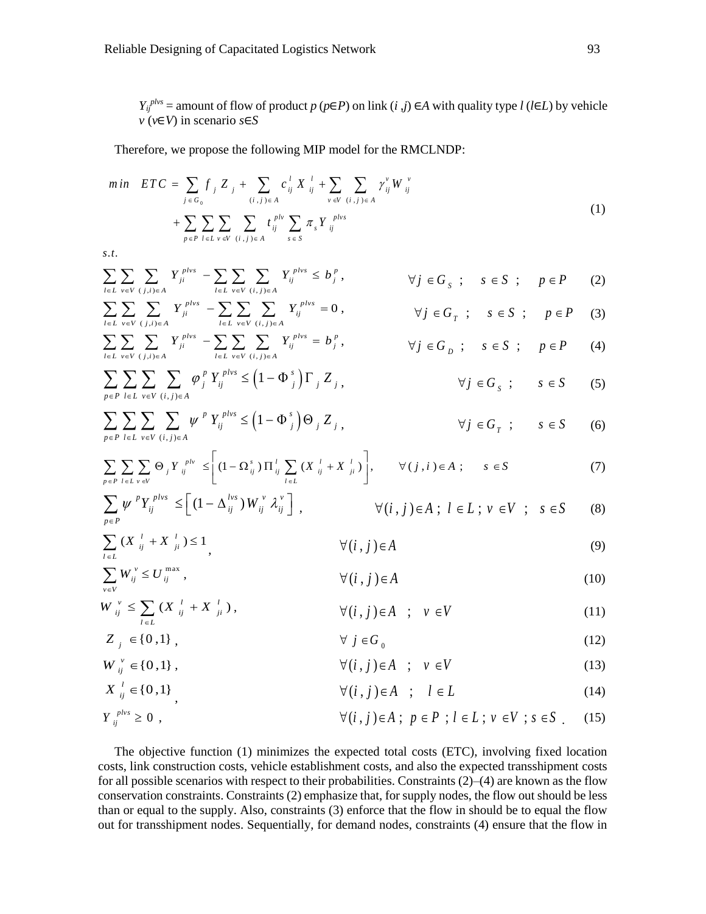$Y_{ij}^{plvs}$ = amount of flow of product $p$ ($p \in P$) on link $(i,j) \in A$ with quality type $l$ ($l \in L$) by vehicle $v$ ($v \in V$) in scenario $s \in S$

Therefore, we propose the following MIP model for the RMCLNDP:

$$
\begin{aligned}
\min \quad ETC = & \sum_{j \in G_0} f_j Z_j + \sum_{(i,j) \in A} c_{ij}^{l} X_{ij}^{l} + \sum_{v \in V} \sum_{(i,j) \in A} \gamma_{ij}^{v} W_{ij}^{v} \\
& + \sum_{p \in P} \sum_{l \in L} \sum_{v \in V} \sum_{(i,j) \in A} t_{ij}^{plv} \sum_{s \in S} \pi_s Y_{ij}^{plvs}
\end{aligned}
\tag{1}
$$

s.t.

$$\sum_{l \in L} \sum_{v \in V} \sum_{(j,i) \in A} Y_{ji}^{plvs} - \sum_{l \in L} \sum_{v \in V} \sum_{(i,j) \in A} Y_{ij}^{plvs} \le b_j^{p}, \qquad \forall j \in G_S; \quad s \in S; \quad p \in P \tag{2}$$

$$\sum_{l \in L} \sum_{v \in V} \sum_{(j,i) \in A} Y_{ji}^{plvs} - \sum_{l \in L} \sum_{v \in V} \sum_{(i,j) \in A} Y_{ij}^{plvs} = 0, \qquad \forall j \in G_T; \quad s \in S; \quad p \in P \tag{3}$$

$$\sum_{l \in L} \sum_{v \in V} \sum_{(j,i) \in A} Y_{ji}^{plvs} - \sum_{l \in L} \sum_{v \in V} \sum_{(i,j) \in A} Y_{ij}^{plvs} = b_j^{p}, \qquad \forall j \in G_D; \quad s \in S; \quad p \in P \tag{4}$$

$$\sum_{p \in P} \sum_{l \in L} \sum_{v \in V} \sum_{(i,j) \in A} \varphi_j^{p} Y_{ij}^{plvs} \le \left(1 - \Phi_j^{s}\right) \Gamma_j Z_j, \qquad \forall j \in G_S; \quad s \in S \tag{5}$$

$$\sum_{p \in P} \sum_{l \in L} \sum_{v \in V} \sum_{(i,j) \in A} \psi^{p} Y_{ij}^{plvs} \le \left(1 - \Phi_j^{s}\right) \Theta_j Z_j, \qquad \forall j \in G_T; \quad s \in S \tag{6}$$

$$\sum_{p \in P} \sum_{l \in L} \sum_{v \in V} \Theta_j Y_{ij}^{plv} \le \left[ (1 - \Omega_{ij}^{s}) \Pi_{ij}^{l} \sum_{l \in L} (X_{ij}^{l} + X_{ji}^{l}) \right], \qquad \forall (j,i) \in A; \quad s \in S \tag{7}$$

$$\sum_{p \in P} \psi^{p} Y_{ij}^{plvs} \le \left[ (1 - \Delta_{ij}^{lvs}) W_{ij} \lambda_{ij}^{v} \right], \qquad \forall (i,j) \in A; \; l \in L; \; v \in V; \; s \in S \tag{8}$$

$$\sum_{l \in L} (X_{ij}^{l} + X_{ji}^{l}) \le 1, \qquad \forall (i,j) \in A \tag{9}$$

$$\sum_{v \in V} W_{ij}^{v} \le U_{ij}^{\max}, \qquad \forall (i,j) \in A \tag{10}$$

$$W_{ij}^{v} \le \sum_{l \in L} (X_{ij}^{l} + X_{ji}^{l}), \qquad \forall (i,j) \in A; \quad v \in V \tag{11}$$

$$Z_j \in \{0,1\}, \qquad \forall j \in G_0 \tag{12}$$

$$W_{ij}^{v} \in \{0,1\}, \qquad \forall (i,j) \in A; \quad v \in V \tag{13}$$

$$X_{ij}^{l} \in \{0,1\}, \qquad \forall (i,j) \in A; \quad l \in L \tag{14}$$

$$Y_{ij}^{plvs} \ge 0, \qquad \forall (i,j) \in A; \; p \in P; \; l \in L; \; v \in V; \; s \in S. \tag{15}$$

The objective function (1) minimizes the expected total costs (ETC), involving fixed location costs, link construction costs, vehicle establishment costs, and also the expected transshipment costs for all possible scenarios with respect to their probabilities. Constraints (2)–(4) are known as the flow conservation constraints. Constraints (2) emphasize that, for supply nodes, the flow out should be less than or equal to the supply. Also, constraints (3) enforce that the flow in should be to equal the flow out for transshipment nodes. Sequentially, for demand nodes, constraints (4) ensure that the flow in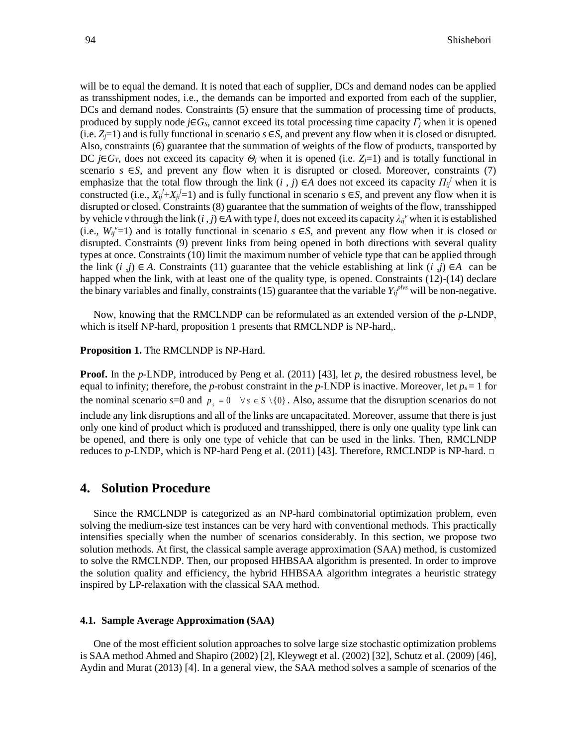will be to equal the demand. It is noted that each of supplier, DCs and demand nodes can be applied as transshipment nodes, i.e., the demands can be imported and exported from each of the supplier, DCs and demand nodes. Constraints (5) ensure that the summation of processing time of products, produced by supply node $j \in G_S$, cannot exceed its total processing time capacity $\Gamma_j$ when it is opened (i.e. $Z_j=1$) and is fully functional in scenario $s \in S$, and prevent any flow when it is closed or disrupted. Also, constraints (6) guarantee that the summation of weights of the flow of products, transported by DC $j \in G_T$, does not exceed its capacity $\Theta_j$ when it is opened (i.e. $Z_j=1$) and is totally functional in scenario $s \in S$, and prevent any flow when it is disrupted or closed. Moreover, constraints (7) emphasize that the total flow through the link $(i, j) \in A$ does not exceed its capacity $\Pi_{ij}^l$ when it is constructed (i.e., $X_{ij}^l+X_{ji}^l=1$) and is fully functional in scenario $s \in S$, and prevent any flow when it is disrupted or closed. Constraints (8) guarantee that the summation of weights of the flow, transshipped by vehicle $v$ through the link $(i, j) \in A$ with type $l$, does not exceed its capacity $\lambda_{ij}^v$ when it is established (i.e., $W_{ij}^v=1$) and is totally functional in scenario $s \in S$, and prevent any flow when it is closed or disrupted. Constraints (9) prevent links from being opened in both directions with several quality types at once. Constraints (10) limit the maximum number of vehicle type that can be applied through the link $(i, j) \in A$. Constraints (11) guarantee that the vehicle establishing at link $(i, j) \in A$ can be happed when the link, with at least one of the quality type, is opened. Constraints (12)-(14) declare the binary variables and finally, constraints (15) guarantee that the variable $Y_{ij}^{plvs}$ will be non-negative.

Now, knowing that the RMCLNDP can be reformulated as an extended version of the *p*-LNDP, which is itself NP-hard, proposition 1 presents that RMCLNDP is NP-hard,.

**Proposition 1.** The RMCLNDP is NP-Hard.

**Proof.** In the *p*-LNDP, introduced by Peng et al. (2011) [43], let $p$, the desired robustness level, be equal to infinity; therefore, the *p*-robust constraint in the *p*-LNDP is inactive. Moreover, let $p_s = 1$ for the nominal scenario $s=0$ and $p_s = 0 \quad \forall s \in S \setminus \{0\}$. Also, assume that the disruption scenarios do not include any link disruptions and all of the links are uncapacitated. Moreover, assume that there is just only one kind of product which is produced and transshipped, there is only one quality type link can be opened, and there is only one type of vehicle that can be used in the links. Then, RMCLNDP reduces to *p*-LNDP, which is NP-hard Peng et al. (2011) [43]. Therefore, RMCLNDP is NP-hard. □

## 4. Solution Procedure

Since the RMCLNDP is categorized as an NP-hard combinatorial optimization problem, even solving the medium-size test instances can be very hard with conventional methods. This practically intensifies specially when the number of scenarios considerably. In this section, we propose two solution methods. At first, the classical sample average approximation (SAA) method, is customized to solve the RMCLNDP. Then, our proposed HHBSAA algorithm is presented. In order to improve the solution quality and efficiency, the hybrid HHBSAA algorithm integrates a heuristic strategy inspired by LP-relaxation with the classical SAA method.

### 4.1. Sample Average Approximation (SAA)

One of the most efficient solution approaches to solve large size stochastic optimization problems is SAA method Ahmed and Shapiro (2002) [2], Kleywegt et al. (2002) [32], Schutz et al. (2009) [46], Aydin and Murat (2013) [4]. In a general view, the SAA method solves a sample of scenarios of the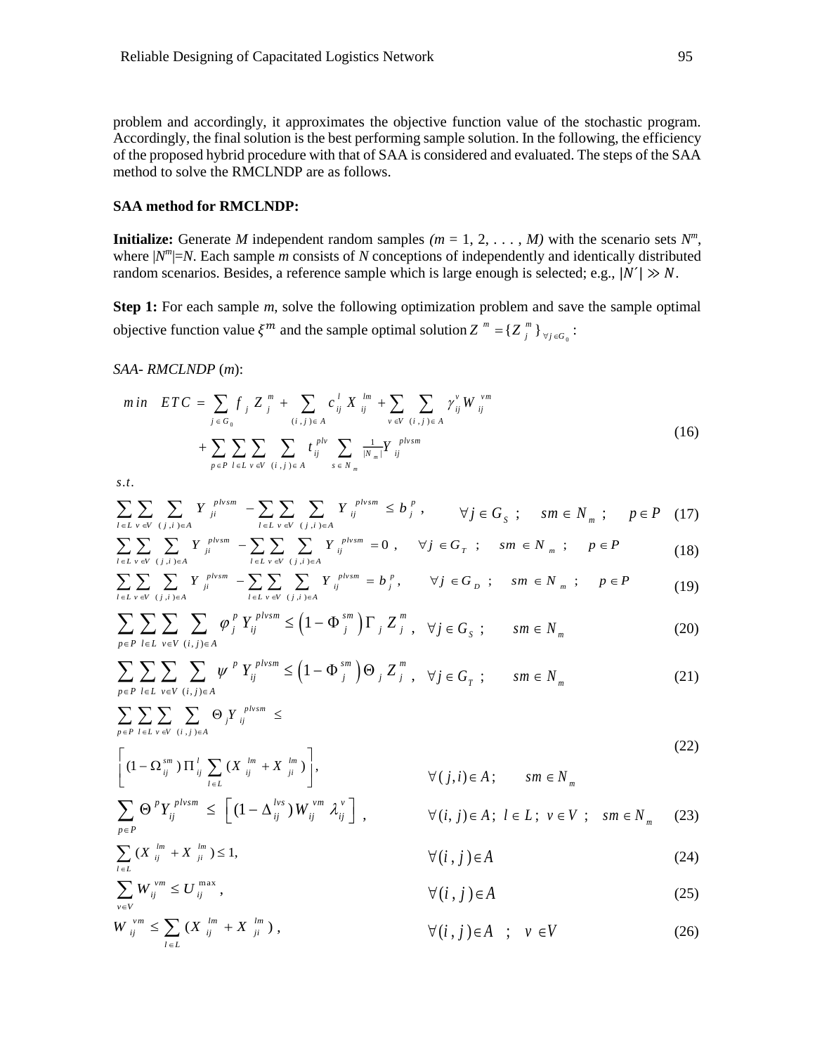problem and accordingly, it approximates the objective function value of the stochastic program. Accordingly, the final solution is the best performing sample solution. In the following, the efficiency of the proposed hybrid procedure with that of SAA is considered and evaluated. The steps of the SAA method to solve the RMCLNDP are as follows.

**SAA method for RMCLNDP:**

**Initialize:** Generate $M$ independent random samples $(m = 1, 2, \ldots, M)$ with the scenario sets $N^m$, where $|N^m|=N$. Each sample $m$ consists of $N$ conceptions of independently and identically distributed random scenarios. Besides, a reference sample which is large enough is selected; e.g., $|N'| \gg N$.

**Step 1:** For each sample $m$, solve the following optimization problem and save the sample optimal objective function value $\xi^m$ and the sample optimal solution $Z^m = \{Z_j^m\}_{\forall j \in G_0}$:

*SAA- RMCLNDP* ($m$):

$$
\begin{aligned}
\min \quad ETC = & \sum_{j \in G_0} f_j Z_j^m + \sum_{(i,j) \in A} c_{ij}^l X_{ij}^{lm} + \sum_{v \in V} \sum_{(i,j) \in A} \gamma_{ij}^v W_{ij}^{vm} \\
& + \sum_{p \in P} \sum_{l \in L} \sum_{v \in V} \sum_{(i,j) \in A} t_{ij}^{plv} \sum_{s \in N_m} \tfrac{1}{|N_m|} Y_{ij}^{plvsm}
\end{aligned} \tag{16}
$$

$s.t.$

$$
\sum_{l \in L} \sum_{v \in V} \sum_{(j,i) \in A} Y_{ji}^{plvsm} - \sum_{l \in L} \sum_{v \in V} \sum_{(j,i) \in A} Y_{ij}^{plvsm} \le b_j^p, \qquad \forall j \in G_S; \quad sm \in N_m; \quad p \in P \tag{17}
$$

$$
\sum_{l \in L} \sum_{v \in V} \sum_{(j,i) \in A} Y_{ji}^{plvsm} - \sum_{l \in L} \sum_{v \in V} \sum_{(j,i) \in A} Y_{ij}^{plvsm} = 0, \qquad \forall j \in G_T; \quad sm \in N_m; \quad p \in P \tag{18}
$$

$$
\sum_{l \in L} \sum_{v \in V} \sum_{(j,i) \in A} Y_{ji}^{plvsm} - \sum_{l \in L} \sum_{v \in V} \sum_{(j,i) \in A} Y_{ij}^{plvsm} = b_j^p, \qquad \forall j \in G_D; \quad sm \in N_m; \quad p \in P \tag{19}
$$

$$
\sum_{p \in P} \sum_{l \in L} \sum_{v \in V} \sum_{(i,j) \in A} \varphi_j^p Y_{ij}^{plvsm} \le \left(1 - \Phi_j^{sm}\right) \Gamma_j Z_j^m, \quad \forall j \in G_S; \quad sm \in N_m \tag{20}
$$

$$
\sum_{p \in P} \sum_{l \in L} \sum_{v \in V} \sum_{(i,j) \in A} \psi^p Y_{ij}^{plvsm} \le \left(1 - \Phi_j^{sm}\right) \Theta_j Z_j^m, \quad \forall j \in G_T; \quad sm \in N_m \tag{21}
$$

$$
\begin{aligned}
& \sum_{p \in P} \sum_{l \in L} \sum_{v \in V} \sum_{(i,j) \in A} \Theta_j Y_{ij}^{plvsm} \le \\
& \left\lceil (1 - \Omega_{ij}^{sm}) \Pi_{ij}^l \sum_{l \in L} (X_{ij}^{lm} + X_{ji}^{lm}) \right\rceil, \qquad \forall (j,i) \in A; \quad sm \in N_m
\end{aligned} \tag{22}
$$

$$
\sum_{p \in P} \Theta^p Y_{ij}^{plvsm} \le \left\lceil (1 - \Delta_{ij}^{lvs}) W_{ij}^{vm} \lambda_{ij}^v \right\rceil, \qquad \forall (i,j) \in A; \; l \in L; \; v \in V; \quad sm \in N_m \tag{23}
$$

$$
\sum_{l \in L} (X_{ij}^{lm} + X_{ji}^{lm}) \le 1, \qquad \forall (i,j) \in A \tag{24}
$$

$$
\sum_{v \in V} W_{ij}^{vm} \le U_{ij}^{\max}, \qquad \forall (i,j) \in A \tag{25}
$$

$$
W_{ij}^{vm} \le \sum_{l \in L} (X_{ij}^{lm} + X_{ji}^{lm}), \qquad \forall (i,j) \in A \quad ; \quad v \in V \tag{26}
$$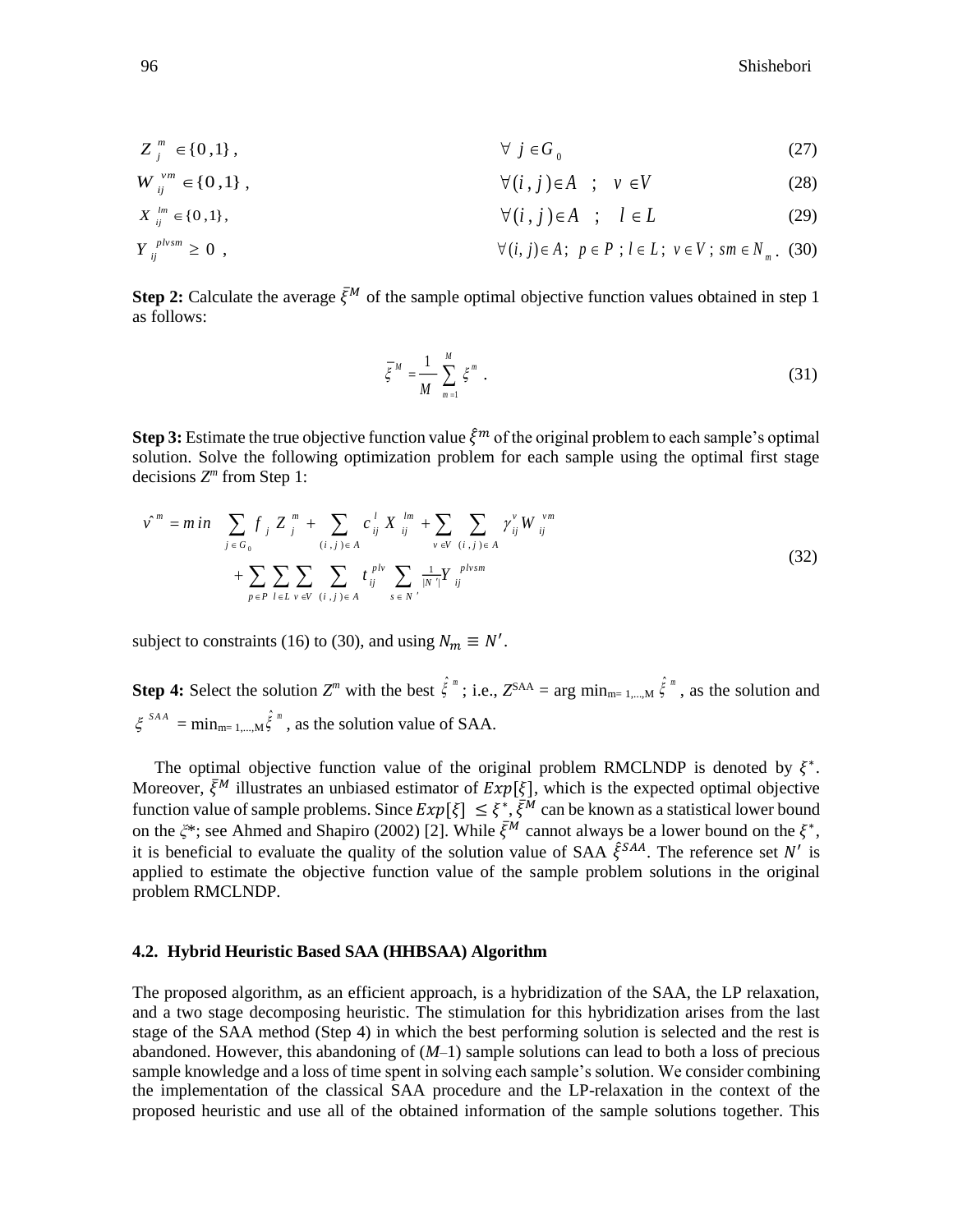$$Z_j^m \in \{0,1\}, \qquad \forall\ j \in G_0 \tag{27}$$

$$W_{ij}^{vm} \in \{0,1\}, \qquad \forall (i,j) \in A \quad ; \quad v \in V \tag{28}$$

$$X_{ij}^{lm} \in \{0,1\}, \qquad \forall (i,j) \in A \quad ; \quad l \in L \tag{29}$$

$$Y_{ij}^{plvsm} \geq 0\ , \qquad \forall (i,j) \in A;\ p \in P\ ; l \in L;\ v \in V\ ; sm \in N_m. \tag{30}$$

**Step 2:** Calculate the average $\bar{\xi}^M$ of the sample optimal objective function values obtained in step 1 as follows:

$$\bar{\xi}^M = \frac{1}{M} \sum_{m=1}^{M} \xi^m\ . \tag{31}$$

**Step 3:** Estimate the true objective function value $\hat{\xi}^m$ of the original problem to each sample's optimal solution. Solve the following optimization problem for each sample using the optimal first stage decisions $Z^m$ from Step 1:

$$\begin{aligned} \hat{v}^m = min \quad & \sum_{j \in G_0} f_j Z_j^m + \sum_{(i,j) \in A} c_{ij}^l X_{ij}^{lm} + \sum_{v \in V} \sum_{(i,j) \in A} \gamma_{ij}^v W_{ij}^{vm} \\ & + \sum_{p \in P} \sum_{l \in L} \sum_{v \in V} \sum_{(i,j) \in A} t_{ij}^{plv} \sum_{s \in N'} \tfrac{1}{|N'|} Y_{ij}^{plvsm} \end{aligned} \tag{32}$$

subject to constraints (16) to (30), and using $N_m \equiv N'$.

**Step 4:** Select the solution $Z^m$ with the best $\hat{\xi}^m$; i.e., $Z^{SAA} = \arg \min_{m=1,\ldots,M} \hat{\xi}^m$, as the solution and $\xi^{SAA} = \min_{m=1,\ldots,M} \hat{\xi}^m$, as the solution value of SAA.

The optimal objective function value of the original problem RMCLNDP is denoted by $\xi^*$. Moreover, $\bar{\xi}^M$ illustrates an unbiased estimator of $Exp[\xi]$, which is the expected optimal objective function value of sample problems. Since $Exp[\xi] \leq \xi^*$, $\bar{\xi}^M$ can be known as a statistical lower bound on the $\xi^*$; see Ahmed and Shapiro (2002) [2]. While $\bar{\xi}^M$ cannot always be a lower bound on the $\xi^*$, it is beneficial to evaluate the quality of the solution value of SAA $\hat{\xi}^{SAA}$. The reference set $N'$ is applied to estimate the objective function value of the sample problem solutions in the original problem RMCLNDP.

### 4.2. Hybrid Heuristic Based SAA (HHBSAA) Algorithm

The proposed algorithm, as an efficient approach, is a hybridization of the SAA, the LP relaxation, and a two stage decomposing heuristic. The stimulation for this hybridization arises from the last stage of the SAA method (Step 4) in which the best performing solution is selected and the rest is abandoned. However, this abandoning of ($M$–1) sample solutions can lead to both a loss of precious sample knowledge and a loss of time spent in solving each sample's solution. We consider combining the implementation of the classical SAA procedure and the LP-relaxation in the context of the proposed heuristic and use all of the obtained information of the sample solutions together. This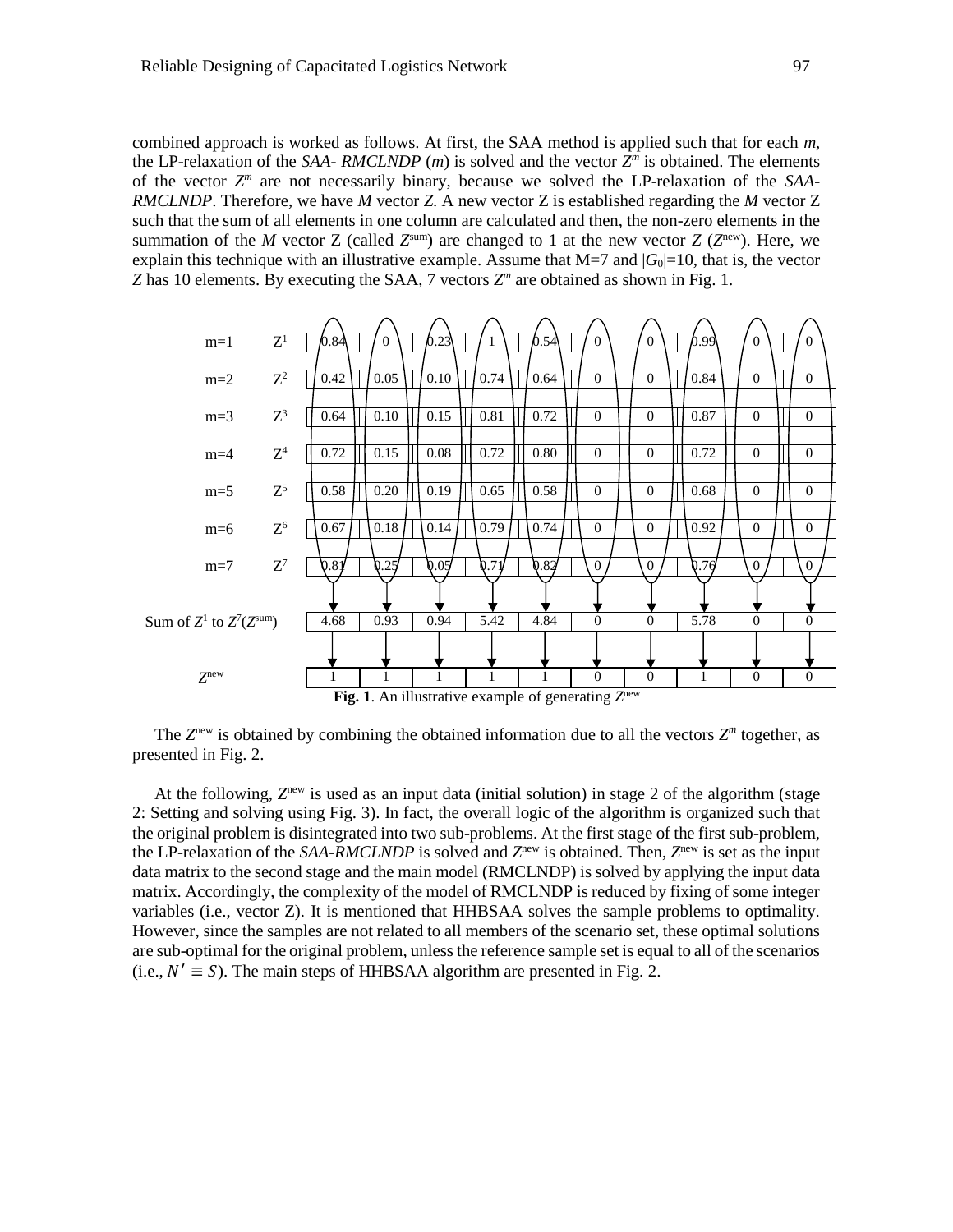combined approach is worked as follows. At first, the SAA method is applied such that for each $m$, the LP-relaxation of the *SAA- RMCLNDP* ($m$) is solved and the vector $Z^m$ is obtained. The elements of the vector $Z^m$ are not necessarily binary, because we solved the LP-relaxation of the *SAA-RMCLNDP*. Therefore, we have $M$ vector $Z$. A new vector Z is established regarding the $M$ vector Z such that the sum of all elements in one column are calculated and then, the non-zero elements in the summation of the $M$ vector Z (called $Z^{sum}$) are changed to 1 at the new vector $Z$ ($Z^{new}$). Here, we explain this technique with an illustrative example. Assume that M=7 and $|G_0|$=10, that is, the vector $Z$ has 10 elements. By executing the SAA, 7 vectors $Z^m$ are obtained as shown in Fig. 1.

| | | | | | | | | | | | |
|---|---|---|---|---|---|---|---|---|---|---|---|
| m=1 | $Z^1$ | 0.84 | 0 | 0.23 | 1 | 0.54 | 0 | 0 | 0.99 | 0 | 0 |
| m=2 | $Z^2$ | 0.42 | 0.05 | 0.10 | 0.74 | 0.64 | 0 | 0 | 0.84 | 0 | 0 |
| m=3 | $Z^3$ | 0.64 | 0.10 | 0.15 | 0.81 | 0.72 | 0 | 0 | 0.87 | 0 | 0 |
| m=4 | $Z^4$ | 0.72 | 0.15 | 0.08 | 0.72 | 0.80 | 0 | 0 | 0.72 | 0 | 0 |
| m=5 | $Z^5$ | 0.58 | 0.20 | 0.19 | 0.65 | 0.58 | 0 | 0 | 0.68 | 0 | 0 |
| m=6 | $Z^6$ | 0.67 | 0.18 | 0.14 | 0.79 | 0.74 | 0 | 0 | 0.92 | 0 | 0 |
| m=7 | $Z^7$ | 0.81 | 0.25 | 0.05 | 0.71 | 0.82 | 0 | 0 | 0.76 | 0 | 0 |
| Sum of $Z^1$ to $Z^7$($Z^{sum}$) | | 4.68 | 0.93 | 0.94 | 5.42 | 4.84 | 0 | 0 | 5.78 | 0 | 0 |
| $Z^{new}$ | | 1 | 1 | 1 | 1 | 1 | 0 | 0 | 1 | 0 | 0 |

**Fig. 1**. An illustrative example of generating $Z^{new}$

The $Z^{new}$ is obtained by combining the obtained information due to all the vectors $Z^m$ together, as presented in Fig. 2.

At the following, $Z^{new}$ is used as an input data (initial solution) in stage 2 of the algorithm (stage 2: Setting and solving using Fig. 3). In fact, the overall logic of the algorithm is organized such that the original problem is disintegrated into two sub-problems. At the first stage of the first sub-problem, the LP-relaxation of the *SAA-RMCLNDP* is solved and $Z^{new}$ is obtained. Then, $Z^{new}$ is set as the input data matrix to the second stage and the main model (RMCLNDP) is solved by applying the input data matrix. Accordingly, the complexity of the model of RMCLNDP is reduced by fixing of some integer variables (i.e., vector Z). It is mentioned that HHBSAA solves the sample problems to optimality. However, since the samples are not related to all members of the scenario set, these optimal solutions are sub-optimal for the original problem, unless the reference sample set is equal to all of the scenarios (i.e., $N' \equiv S$). The main steps of HHBSAA algorithm are presented in Fig. 2.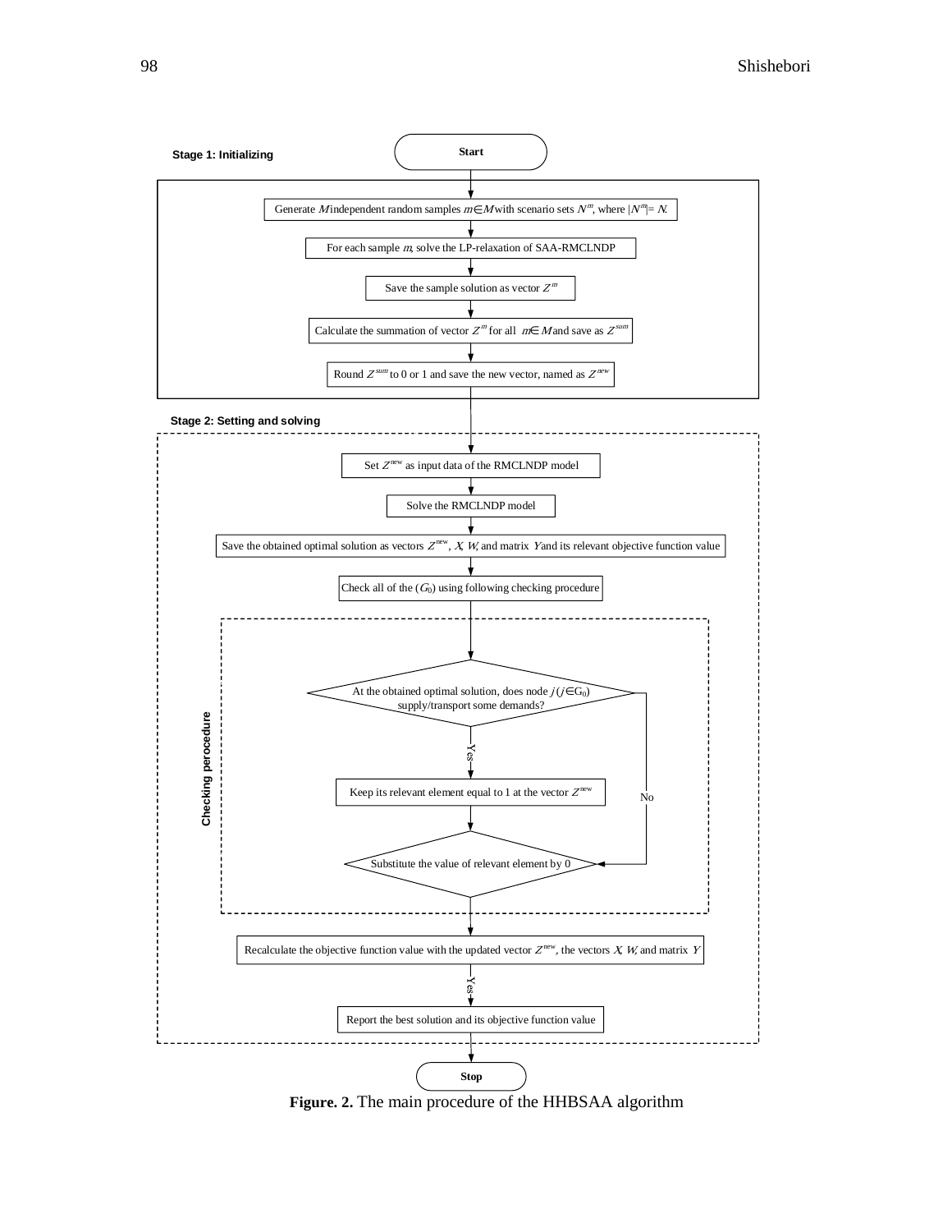**Stage 1: Initializing**

Start

Generate $M$ independent random samples $m \in M$ with scenario sets $N^m$, where $|N^m| = N$.

For each sample $m$, solve the LP-relaxation of SAA-RMCLNDP

Save the sample solution as vector $Z^m$

Calculate the summation of vector $Z^m$ for all $m \in M$ and save as $Z^{sum}$

Round $Z^{sum}$ to 0 or 1 and save the new vector, named as $Z^{new}$

**Stage 2: Setting and solving**

Set $Z^{new}$ as input data of the RMCLNDP model

Solve the RMCLNDP model

Save the obtained optimal solution as vectors $Z^{new}$, $X$, $W$, and matrix $Y$ and its relevant objective function value

Check all of the ($G_0$) using following checking procedure

**Checking perocedure**

At the obtained optimal solution, does node $j$ ($j \in G_0$) supply/transport some demands?

Yes → Keep its relevant element equal to 1 at the vector $Z^{new}$

No → Substitute the value of relevant element by 0

Recalculate the objective function value with the updated vector $Z^{new}$, the vectors $X$, $W$, and matrix $Y$

Yes → Report the best solution and its objective function value

Stop

**Figure. 2.** The main procedure of the HHBSAA algorithm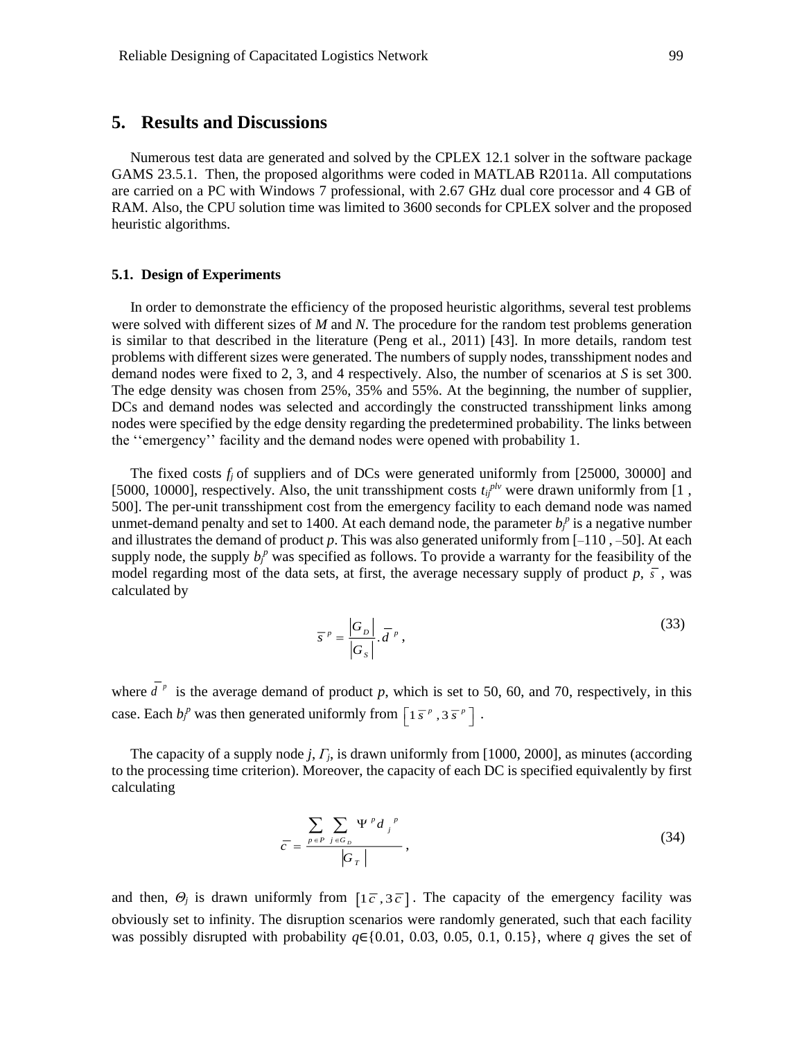## 5. Results and Discussions

Numerous test data are generated and solved by the CPLEX 12.1 solver in the software package GAMS 23.5.1. Then, the proposed algorithms were coded in MATLAB R2011a. All computations are carried on a PC with Windows 7 professional, with 2.67 GHz dual core processor and 4 GB of RAM. Also, the CPU solution time was limited to 3600 seconds for CPLEX solver and the proposed heuristic algorithms.

### 5.1. Design of Experiments

In order to demonstrate the efficiency of the proposed heuristic algorithms, several test problems were solved with different sizes of *M* and *N*. The procedure for the random test problems generation is similar to that described in the literature (Peng et al., 2011) [43]. In more details, random test problems with different sizes were generated. The numbers of supply nodes, transshipment nodes and demand nodes were fixed to 2, 3, and 4 respectively. Also, the number of scenarios at *S* is set 300. The edge density was chosen from 25%, 35% and 55%. At the beginning, the number of supplier, DCs and demand nodes was selected and accordingly the constructed transshipment links among nodes were specified by the edge density regarding the predetermined probability. The links between the ''emergency'' facility and the demand nodes were opened with probability 1.

The fixed costs $f_j$ of suppliers and of DCs were generated uniformly from [25000, 30000] and [5000, 10000], respectively. Also, the unit transshipment costs $t_{ij}^{plv}$ were drawn uniformly from [1 , 500]. The per-unit transshipment cost from the emergency facility to each demand node was named unmet-demand penalty and set to 1400. At each demand node, the parameter $b_j^p$ is a negative number and illustrates the demand of product *p*. This was also generated uniformly from [–110 , –50]. At each supply node, the supply $b_j^p$ was specified as follows. To provide a warranty for the feasibility of the model regarding most of the data sets, at first, the average necessary supply of product *p*, $\bar{s}$, was calculated by

$$\bar{s}^{\,p} = \frac{|G_D|}{|G_S|}.\bar{d}^{\,p}, \tag{33}$$

where $\bar{d}^{\,p}$ is the average demand of product *p*, which is set to 50, 60, and 70, respectively, in this case. Each $b_j^p$ was then generated uniformly from $\left[1\,\bar{s}^{\,p}, 3\,\bar{s}^{\,p}\right]$.

The capacity of a supply node *j*, $\Gamma_j$, is drawn uniformly from [1000, 2000], as minutes (according to the processing time criterion). Moreover, the capacity of each DC is specified equivalently by first calculating

$$\bar{c} = \frac{\sum_{p \in P} \sum_{j \in G_D} \Psi^p d_j^{\,p}}{|G_T|}, \tag{34}$$

and then, $\Theta_j$ is drawn uniformly from $\left[1\,\bar{c}, 3\,\bar{c}\right]$. The capacity of the emergency facility was obviously set to infinity. The disruption scenarios were randomly generated, such that each facility was possibly disrupted with probability $q \in \{0.01, 0.03, 0.05, 0.1, 0.15\}$, where *q* gives the set of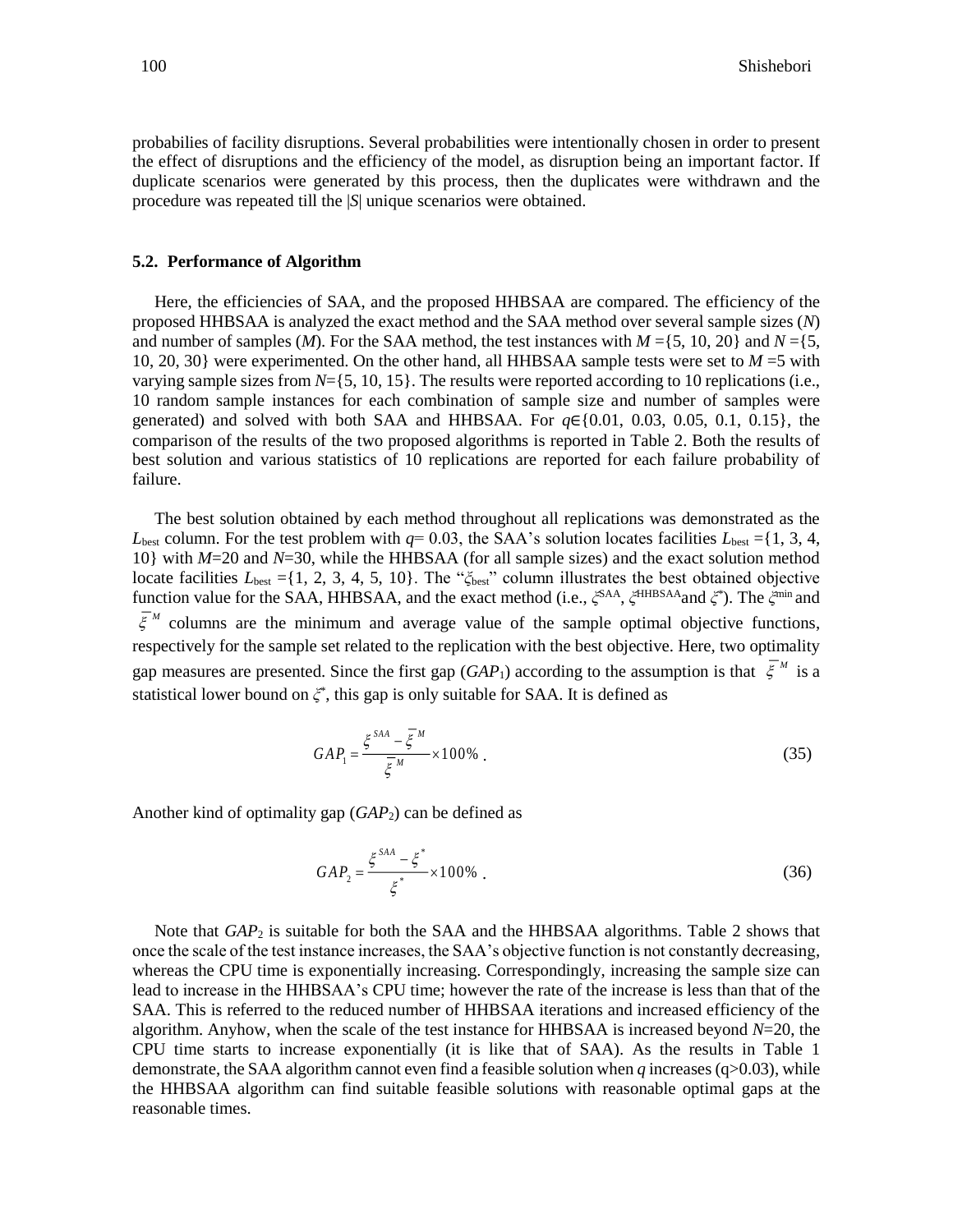probabilies of facility disruptions. Several probabilities were intentionally chosen in order to present the effect of disruptions and the efficiency of the model, as disruption being an important factor. If duplicate scenarios were generated by this process, then the duplicates were withdrawn and the procedure was repeated till the |*S*| unique scenarios were obtained.

### 5.2. Performance of Algorithm

Here, the efficiencies of SAA, and the proposed HHBSAA are compared. The efficiency of the proposed HHBSAA is analyzed the exact method and the SAA method over several sample sizes ($N$) and number of samples ($M$). For the SAA method, the test instances with $M$ ={5, 10, 20} and $N$ ={5, 10, 20, 30} were experimented. On the other hand, all HHBSAA sample tests were set to $M$ =5 with varying sample sizes from $N$={5, 10, 15}. The results were reported according to 10 replications (i.e., 10 random sample instances for each combination of sample size and number of samples were generated) and solved with both SAA and HHBSAA. For $q\in\{0.01, 0.03, 0.05, 0.1, 0.15\}$, the comparison of the results of the two proposed algorithms is reported in Table 2. Both the results of best solution and various statistics of 10 replications are reported for each failure probability of failure.

The best solution obtained by each method throughout all replications was demonstrated as the $L_{\text{best}}$ column. For the test problem with $q$= 0.03, the SAA's solution locates facilities $L_{\text{best}}$ ={1, 3, 4, 10} with $M$=20 and $N$=30, while the HHBSAA (for all sample sizes) and the exact solution method locate facilities $L_{\text{best}}$ ={1, 2, 3, 4, 5, 10}. The "$\xi_{\text{best}}$" column illustrates the best obtained objective function value for the SAA, HHBSAA, and the exact method (i.e., $\xi^{\text{SAA}}$, $\xi^{\text{HHBSAA}}$and $\xi^{*}$). The $\xi^{\min}$ and $\bar{\xi}^{M}$ columns are the minimum and average value of the sample optimal objective functions, respectively for the sample set related to the replication with the best objective. Here, two optimality gap measures are presented. Since the first gap ($GAP_1$) according to the assumption is that $\bar{\xi}^{M}$ is a statistical lower bound on $\xi^{*}$, this gap is only suitable for SAA. It is defined as

$$GAP_1 = \frac{\xi^{SAA} - \bar{\xi}^{M}}{\bar{\xi}^{M}} \times 100\% \,. \tag{35}$$

Another kind of optimality gap ($GAP_2$) can be defined as

$$GAP_2 = \frac{\xi^{SAA} - \xi^{*}}{\xi^{*}} \times 100\% \,. \tag{36}$$

Note that $GAP_2$ is suitable for both the SAA and the HHBSAA algorithms. Table 2 shows that once the scale of the test instance increases, the SAA's objective function is not constantly decreasing, whereas the CPU time is exponentially increasing. Correspondingly, increasing the sample size can lead to increase in the HHBSAA's CPU time; however the rate of the increase is less than that of the SAA. This is referred to the reduced number of HHBSAA iterations and increased efficiency of the algorithm. Anyhow, when the scale of the test instance for HHBSAA is increased beyond $N$=20, the CPU time starts to increase exponentially (it is like that of SAA). As the results in Table 1 demonstrate, the SAA algorithm cannot even find a feasible solution when $q$ increases ($q$>0.03), while the HHBSAA algorithm can find suitable feasible solutions with reasonable optimal gaps at the reasonable times.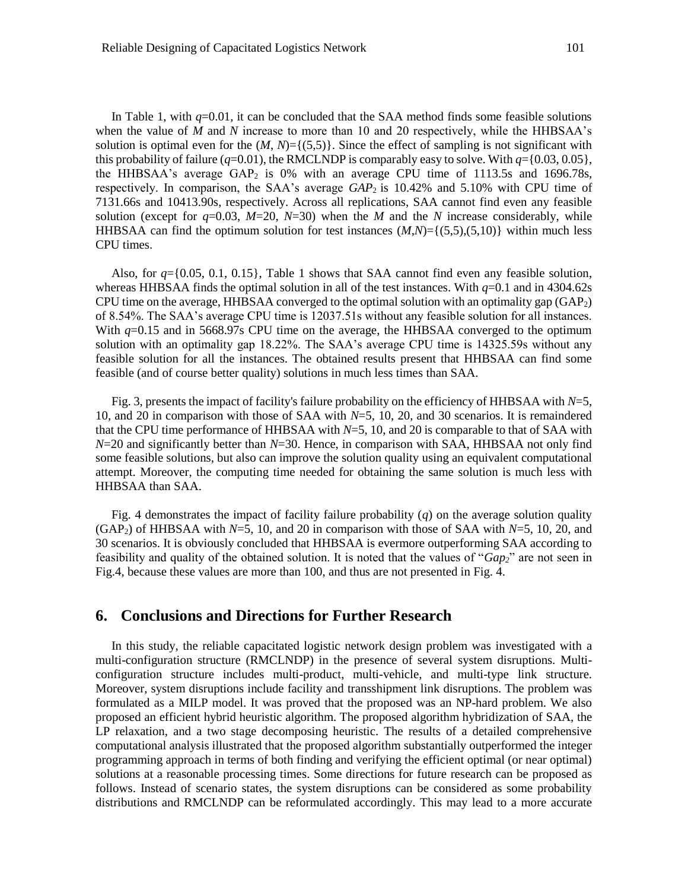In Table 1, with $q$=0.01, it can be concluded that the SAA method finds some feasible solutions when the value of $M$ and $N$ increase to more than 10 and 20 respectively, while the HHBSAA's solution is optimal even for the ($M$, $N$)={(5,5)}. Since the effect of sampling is not significant with this probability of failure ($q$=0.01), the RMCLNDP is comparably easy to solve. With $q$={0.03, 0.05}, the HHBSAA's average $GAP_2$ is 0% with an average CPU time of 1113.5s and 1696.78s, respectively. In comparison, the SAA's average $GAP_2$ is 10.42% and 5.10% with CPU time of 7131.66s and 10413.90s, respectively. Across all replications, SAA cannot find even any feasible solution (except for $q$=0.03, $M$=20, $N$=30) when the $M$ and the $N$ increase considerably, while HHBSAA can find the optimum solution for test instances ($M$,$N$)={(5,5),(5,10)} within much less CPU times.

Also, for $q$={0.05, 0.1, 0.15}, Table 1 shows that SAA cannot find even any feasible solution, whereas HHBSAA finds the optimal solution in all of the test instances. With $q$=0.1 and in 4304.62s CPU time on the average, HHBSAA converged to the optimal solution with an optimality gap ($GAP_2$) of 8.54%. The SAA's average CPU time is 12037.51s without any feasible solution for all instances. With $q$=0.15 and in 5668.97s CPU time on the average, the HHBSAA converged to the optimum solution with an optimality gap 18.22%. The SAA's average CPU time is 14325.59s without any feasible solution for all the instances. The obtained results present that HHBSAA can find some feasible (and of course better quality) solutions in much less times than SAA.

Fig. 3, presents the impact of facility's failure probability on the efficiency of HHBSAA with $N$=5, 10, and 20 in comparison with those of SAA with $N$=5, 10, 20, and 30 scenarios. It is remaindered that the CPU time performance of HHBSAA with $N$=5, 10, and 20 is comparable to that of SAA with $N$=20 and significantly better than $N$=30. Hence, in comparison with SAA, HHBSAA not only find some feasible solutions, but also can improve the solution quality using an equivalent computational attempt. Moreover, the computing time needed for obtaining the same solution is much less with HHBSAA than SAA.

Fig. 4 demonstrates the impact of facility failure probability ($q$) on the average solution quality ($GAP_2$) of HHBSAA with $N$=5, 10, and 20 in comparison with those of SAA with $N$=5, 10, 20, and 30 scenarios. It is obviously concluded that HHBSAA is evermore outperforming SAA according to feasibility and quality of the obtained solution. It is noted that the values of "$Gap_2$" are not seen in Fig.4, because these values are more than 100, and thus are not presented in Fig. 4.

## 6. Conclusions and Directions for Further Research

In this study, the reliable capacitated logistic network design problem was investigated with a multi-configuration structure (RMCLNDP) in the presence of several system disruptions. Multi-configuration structure includes multi-product, multi-vehicle, and multi-type link structure. Moreover, system disruptions include facility and transshipment link disruptions. The problem was formulated as a MILP model. It was proved that the proposed was an NP-hard problem. We also proposed an efficient hybrid heuristic algorithm. The proposed algorithm hybridization of SAA, the LP relaxation, and a two stage decomposing heuristic. The results of a detailed comprehensive computational analysis illustrated that the proposed algorithm substantially outperformed the integer programming approach in terms of both finding and verifying the efficient optimal (or near optimal) solutions at a reasonable processing times. Some directions for future research can be proposed as follows. Instead of scenario states, the system disruptions can be considered as some probability distributions and RMCLNDP can be reformulated accordingly. This may lead to a more accurate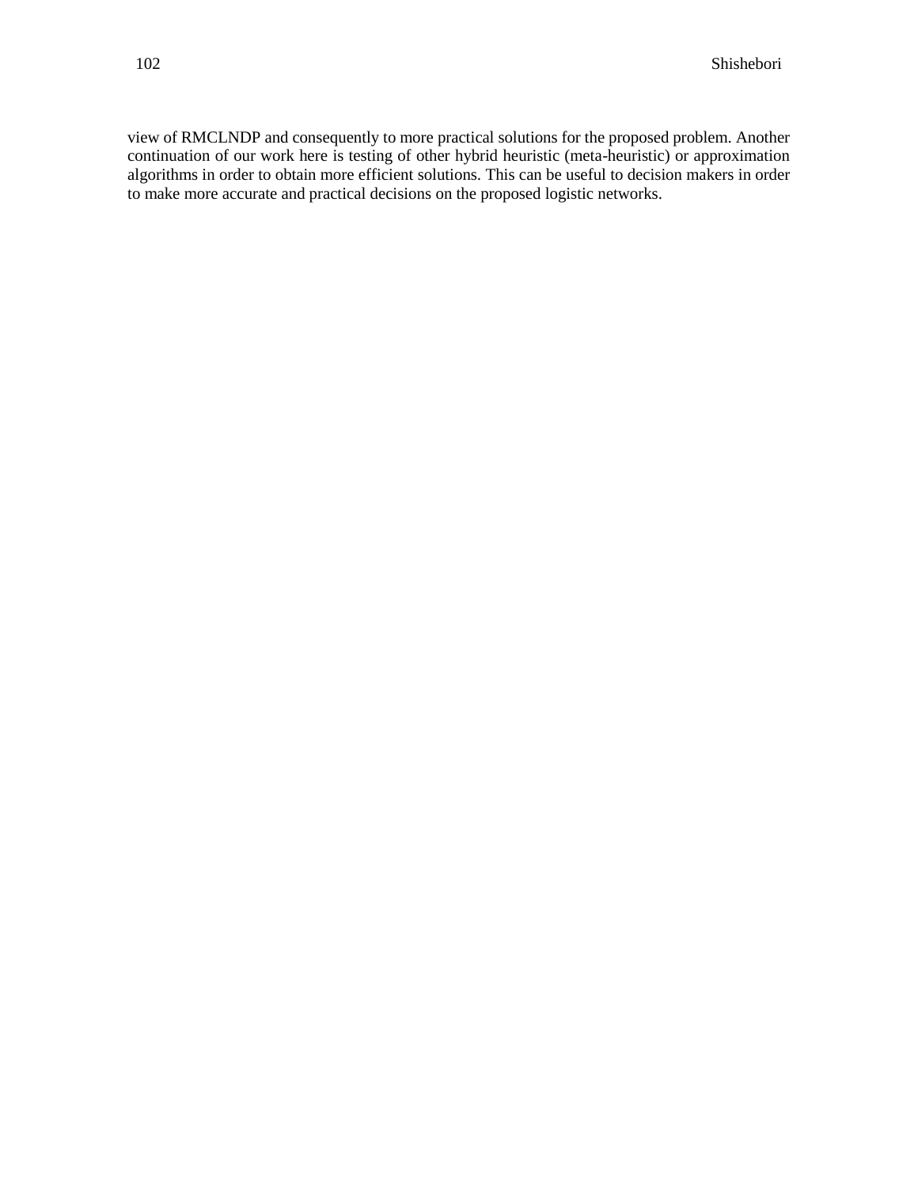view of RMCLNDP and consequently to more practical solutions for the proposed problem. Another continuation of our work here is testing of other hybrid heuristic (meta-heuristic) or approximation algorithms in order to obtain more efficient solutions. This can be useful to decision makers in order to make more accurate and practical decisions on the proposed logistic networks.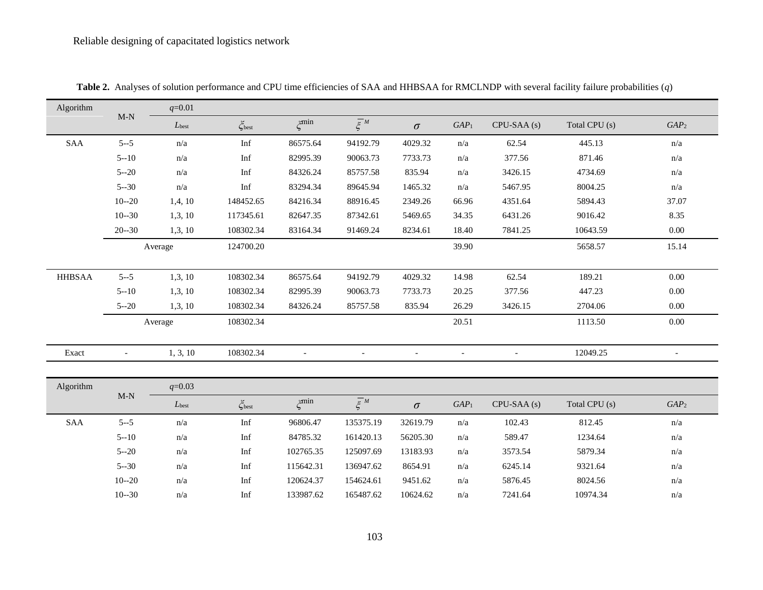**Table 2.** Analyses of solution performance and CPU time efficiencies of SAA and HHBSAA for RMCLNDP with several facility failure probabilities ($q$)

| Algorithm | M-N | $q$=0.01 | | | | | | | | |
|---|---|---|---|---|---|---|---|---|---|---|
| | | $L_{\text{best}}$ | $\xi_{\text{best}}$ | $\xi^{\min}$ | $\overline{\xi}^{M}$ | $\sigma$ | $GAP_1$ | CPU-SAA (s) | Total CPU (s) | $GAP_2$ |
| SAA | 5--5 | n/a | Inf | 86575.64 | 94192.79 | 4029.32 | n/a | 62.54 | 445.13 | n/a |
| | 5--10 | n/a | Inf | 82995.39 | 90063.73 | 7733.73 | n/a | 377.56 | 871.46 | n/a |
| | 5--20 | n/a | Inf | 84326.24 | 85757.58 | 835.94 | n/a | 3426.15 | 4734.69 | n/a |
| | 5--30 | n/a | Inf | 83294.34 | 89645.94 | 1465.32 | n/a | 5467.95 | 8004.25 | n/a |
| | 10--20 | 1,4, 10 | 148452.65 | 84216.34 | 88916.45 | 2349.26 | 66.96 | 4351.64 | 5894.43 | 37.07 |
| | 10--30 | 1,3, 10 | 117345.61 | 82647.35 | 87342.61 | 5469.65 | 34.35 | 6431.26 | 9016.42 | 8.35 |
| | 20--30 | 1,3, 10 | 108302.34 | 83164.34 | 91469.24 | 8234.61 | 18.40 | 7841.25 | 10643.59 | 0.00 |
| | Average | | 124700.20 | | | | 39.90 | | 5658.57 | 15.14 |
| HHBSAA | 5--5 | 1,3, 10 | 108302.34 | 86575.64 | 94192.79 | 4029.32 | 14.98 | 62.54 | 189.21 | 0.00 |
| | 5--10 | 1,3, 10 | 108302.34 | 82995.39 | 90063.73 | 7733.73 | 20.25 | 377.56 | 447.23 | 0.00 |
| | 5--20 | 1,3, 10 | 108302.34 | 84326.24 | 85757.58 | 835.94 | 26.29 | 3426.15 | 2704.06 | 0.00 |
| | Average | | 108302.34 | | | | 20.51 | | 1113.50 | 0.00 |
| Exact | - | 1, 3, 10 | 108302.34 | - | - | - | - | - | 12049.25 | - |

| Algorithm | M-N | $q$=0.03 | | | | | | | | |
|---|---|---|---|---|---|---|---|---|---|---|
| | | $L_{\text{best}}$ | $\xi_{\text{best}}$ | $\xi^{\min}$ | $\overline{\xi}^{M}$ | $\sigma$ | $GAP_1$ | CPU-SAA (s) | Total CPU (s) | $GAP_2$ |
| SAA | 5--5 | n/a | Inf | 96806.47 | 135375.19 | 32619.79 | n/a | 102.43 | 812.45 | n/a |
| | 5--10 | n/a | Inf | 84785.32 | 161420.13 | 56205.30 | n/a | 589.47 | 1234.64 | n/a |
| | 5--20 | n/a | Inf | 102765.35 | 125097.69 | 13183.93 | n/a | 3573.54 | 5879.34 | n/a |
| | 5--30 | n/a | Inf | 115642.31 | 136947.62 | 8654.91 | n/a | 6245.14 | 9321.64 | n/a |
| | 10--20 | n/a | Inf | 120624.37 | 154624.61 | 9451.62 | n/a | 5876.45 | 8024.56 | n/a |
| | 10--30 | n/a | Inf | 133987.62 | 165487.62 | 10624.62 | n/a | 7241.64 | 10974.34 | n/a |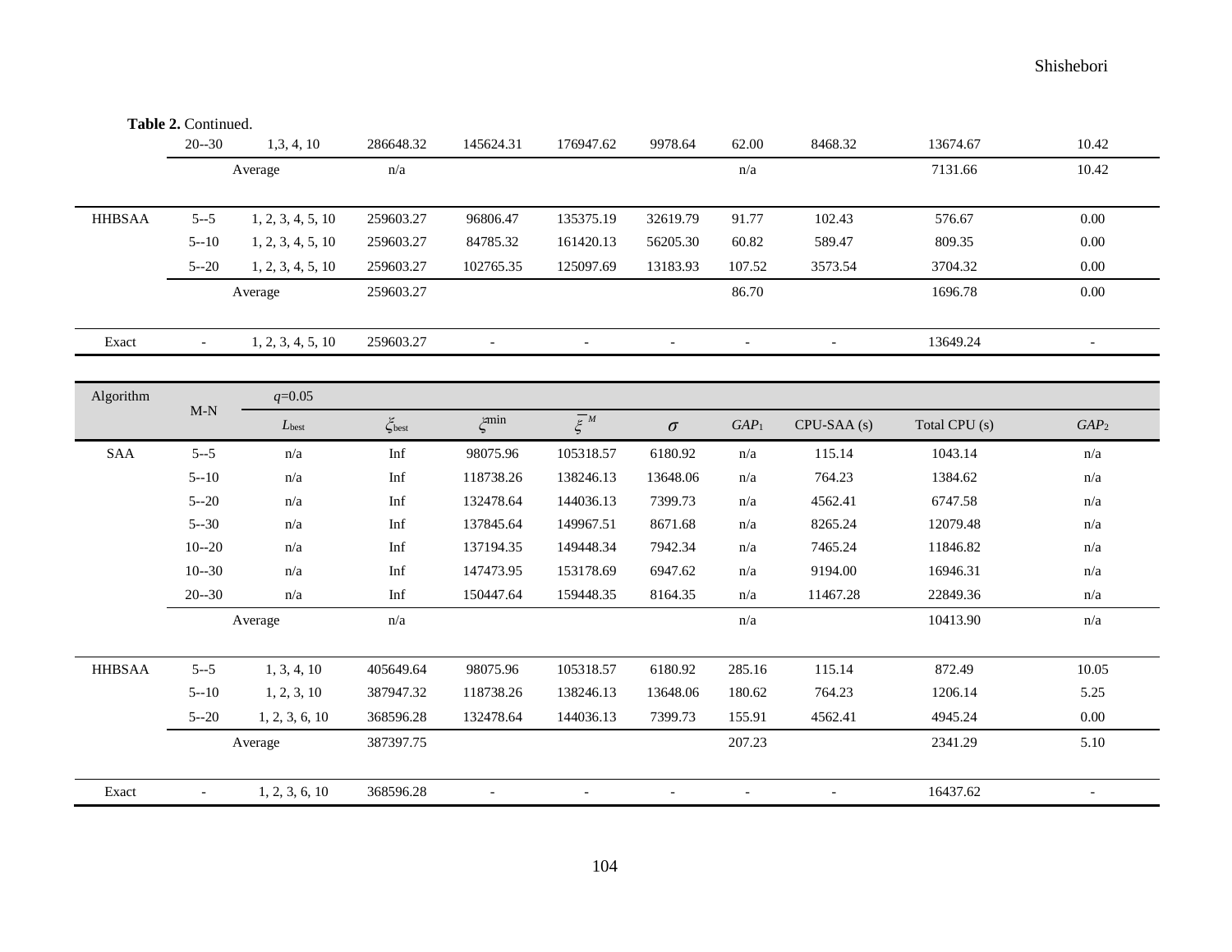**Table 2.** Continued.

| Algorithm | M-N | $L_{best}$ | $\zeta_{best}$ | $\zeta^{min}$ | $\overline{\zeta}^M$ | $\sigma$ | $GAP_1$ | CPU-SAA (s) | Total CPU (s) | $GAP_2$ |
|---|---|---|---|---|---|---|---|---|---|---|
| | 20--30 | 1,3, 4, 10 | 286648.32 | 145624.31 | 176947.62 | 9978.64 | 62.00 | 8468.32 | 13674.67 | 10.42 |
| | Average | | n/a | | | | n/a | | 7131.66 | 10.42 |
| HHBSAA | 5--5 | 1, 2, 3, 4, 5, 10 | 259603.27 | 96806.47 | 135375.19 | 32619.79 | 91.77 | 102.43 | 576.67 | 0.00 |
| | 5--10 | 1, 2, 3, 4, 5, 10 | 259603.27 | 84785.32 | 161420.13 | 56205.30 | 60.82 | 589.47 | 809.35 | 0.00 |
| | 5--20 | 1, 2, 3, 4, 5, 10 | 259603.27 | 102765.35 | 125097.69 | 13183.93 | 107.52 | 3573.54 | 3704.32 | 0.00 |
| | Average | | 259603.27 | | | | 86.70 | | 1696.78 | 0.00 |
| Exact | - | 1, 2, 3, 4, 5, 10 | 259603.27 | - | - | - | - | - | 13649.24 | - |

| Algorithm | M-N | $q$=0.05 | | | | | | | | |
|---|---|---|---|---|---|---|---|---|---|---|
| | | $L_{best}$ | $\zeta_{best}$ | $\zeta^{min}$ | $\overline{\zeta}^M$ | $\sigma$ | $GAP_1$ | CPU-SAA (s) | Total CPU (s) | $GAP_2$ |
| SAA | 5--5 | n/a | Inf | 98075.96 | 105318.57 | 6180.92 | n/a | 115.14 | 1043.14 | n/a |
| | 5--10 | n/a | Inf | 118738.26 | 138246.13 | 13648.06 | n/a | 764.23 | 1384.62 | n/a |
| | 5--20 | n/a | Inf | 132478.64 | 144036.13 | 7399.73 | n/a | 4562.41 | 6747.58 | n/a |
| | 5--30 | n/a | Inf | 137845.64 | 149967.51 | 8671.68 | n/a | 8265.24 | 12079.48 | n/a |
| | 10--20 | n/a | Inf | 137194.35 | 149448.34 | 7942.34 | n/a | 7465.24 | 11846.82 | n/a |
| | 10--30 | n/a | Inf | 147473.95 | 153178.69 | 6947.62 | n/a | 9194.00 | 16946.31 | n/a |
| | 20--30 | n/a | Inf | 150447.64 | 159448.35 | 8164.35 | n/a | 11467.28 | 22849.36 | n/a |
| | Average | | n/a | | | | n/a | | 10413.90 | n/a |
| HHBSAA | 5--5 | 1, 3, 4, 10 | 405649.64 | 98075.96 | 105318.57 | 6180.92 | 285.16 | 115.14 | 872.49 | 10.05 |
| | 5--10 | 1, 2, 3, 10 | 387947.32 | 118738.26 | 138246.13 | 13648.06 | 180.62 | 764.23 | 1206.14 | 5.25 |
| | 5--20 | 1, 2, 3, 6, 10 | 368596.28 | 132478.64 | 144036.13 | 7399.73 | 155.91 | 4562.41 | 4945.24 | 0.00 |
| | Average | | 387397.75 | | | | 207.23 | | 2341.29 | 5.10 |
| Exact | - | 1, 2, 3, 6, 10 | 368596.28 | - | - | - | - | - | 16437.62 | - |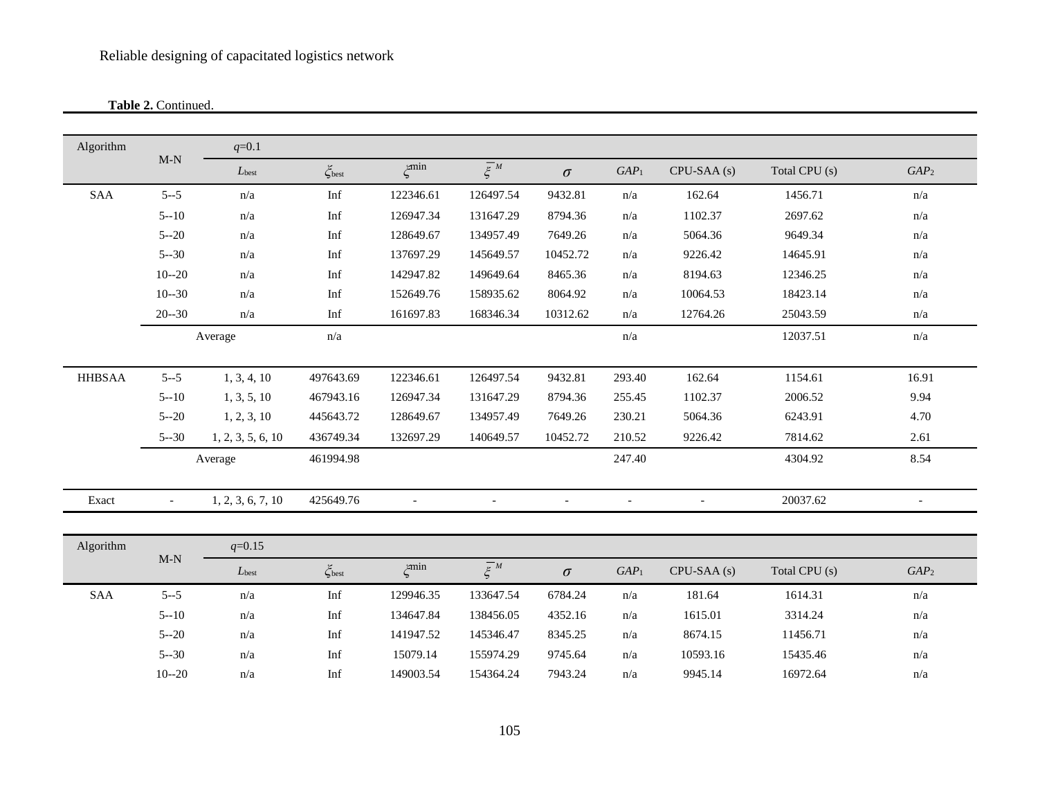**Table 2.** Continued.

| Algorithm | M-N | $q$=0.1 | | | | | | | | |
|---|---|---|---|---|---|---|---|---|---|---|
| | | $L_{best}$ | $\xi_{best}$ | $\xi^{min}$ | $\overline{\xi}^M$ | $\sigma$ | $GAP_1$ | CPU-SAA (s) | Total CPU (s) | $GAP_2$ |
| SAA | 5--5 | n/a | Inf | 122346.61 | 126497.54 | 9432.81 | n/a | 162.64 | 1456.71 | n/a |
| | 5--10 | n/a | Inf | 126947.34 | 131647.29 | 8794.36 | n/a | 1102.37 | 2697.62 | n/a |
| | 5--20 | n/a | Inf | 128649.67 | 134957.49 | 7649.26 | n/a | 5064.36 | 9649.34 | n/a |
| | 5--30 | n/a | Inf | 137697.29 | 145649.57 | 10452.72 | n/a | 9226.42 | 14645.91 | n/a |
| | 10--20 | n/a | Inf | 142947.82 | 149649.64 | 8465.36 | n/a | 8194.63 | 12346.25 | n/a |
| | 10--30 | n/a | Inf | 152649.76 | 158935.62 | 8064.92 | n/a | 10064.53 | 18423.14 | n/a |
| | 20--30 | n/a | Inf | 161697.83 | 168346.34 | 10312.62 | n/a | 12764.26 | 25043.59 | n/a |
| | | Average | n/a | | | | n/a | | 12037.51 | n/a |
| HHBSAA | 5--5 | 1, 3, 4, 10 | 497643.69 | 122346.61 | 126497.54 | 9432.81 | 293.40 | 162.64 | 1154.61 | 16.91 |
| | 5--10 | 1, 3, 5, 10 | 467943.16 | 126947.34 | 131647.29 | 8794.36 | 255.45 | 1102.37 | 2006.52 | 9.94 |
| | 5--20 | 1, 2, 3, 10 | 445643.72 | 128649.67 | 134957.49 | 7649.26 | 230.21 | 5064.36 | 6243.91 | 4.70 |
| | 5--30 | 1, 2, 3, 5, 6, 10 | 436749.34 | 132697.29 | 140649.57 | 10452.72 | 210.52 | 9226.42 | 7814.62 | 2.61 |
| | | Average | 461994.98 | | | | 247.40 | | 4304.92 | 8.54 |
| Exact | - | 1, 2, 3, 6, 7, 10 | 425649.76 | - | - | - | - | - | 20037.62 | - |

| Algorithm | M-N | $q$=0.15 | | | | | | | | |
|---|---|---|---|---|---|---|---|---|---|---|
| | | $L_{best}$ | $\xi_{best}$ | $\xi^{min}$ | $\overline{\xi}^M$ | $\sigma$ | $GAP_1$ | CPU-SAA (s) | Total CPU (s) | $GAP_2$ |
| SAA | 5--5 | n/a | Inf | 129946.35 | 133647.54 | 6784.24 | n/a | 181.64 | 1614.31 | n/a |
| | 5--10 | n/a | Inf | 134647.84 | 138456.05 | 4352.16 | n/a | 1615.01 | 3314.24 | n/a |
| | 5--20 | n/a | Inf | 141947.52 | 145346.47 | 8345.25 | n/a | 8674.15 | 11456.71 | n/a |
| | 5--30 | n/a | Inf | 15079.14 | 155974.29 | 9745.64 | n/a | 10593.16 | 15435.46 | n/a |
| | 10--20 | n/a | Inf | 149003.54 | 154364.24 | 7943.24 | n/a | 9945.14 | 16972.64 | n/a |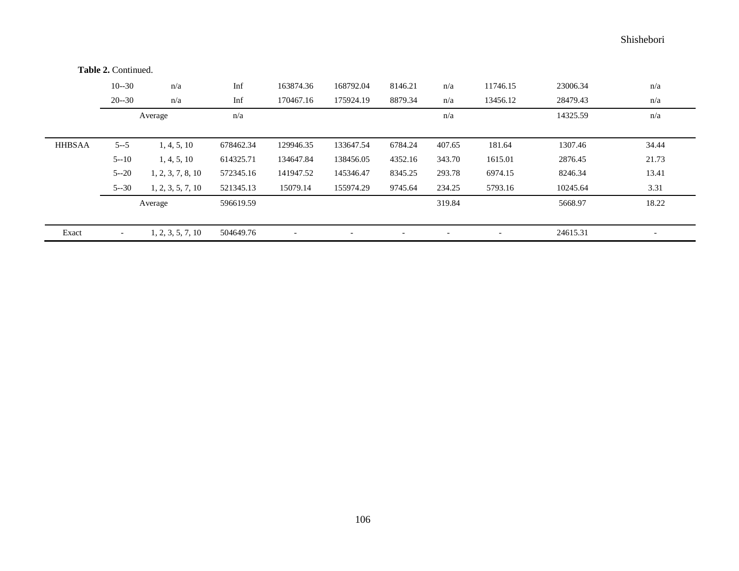**Table 2.** Continued.

| | | | | | | | | | | |
|---|---|---|---|---|---|---|---|---|---|---|
| | 10--30 | n/a | Inf | 163874.36 | 168792.04 | 8146.21 | n/a | 11746.15 | 23006.34 | n/a |
| | 20--30 | n/a | Inf | 170467.16 | 175924.19 | 8879.34 | n/a | 13456.12 | 28479.43 | n/a |
| | Average | | n/a | | | | n/a | | 14325.59 | n/a |
| HHBSAA | 5--5 | 1, 4, 5, 10 | 678462.34 | 129946.35 | 133647.54 | 6784.24 | 407.65 | 181.64 | 1307.46 | 34.44 |
| | 5--10 | 1, 4, 5, 10 | 614325.71 | 134647.84 | 138456.05 | 4352.16 | 343.70 | 1615.01 | 2876.45 | 21.73 |
| | 5--20 | 1, 2, 3, 7, 8, 10 | 572345.16 | 141947.52 | 145346.47 | 8345.25 | 293.78 | 6974.15 | 8246.34 | 13.41 |
| | 5--30 | 1, 2, 3, 5, 7, 10 | 521345.13 | 15079.14 | 155974.29 | 9745.64 | 234.25 | 5793.16 | 10245.64 | 3.31 |
| | Average | | 596619.59 | | | | 319.84 | | 5668.97 | 18.22 |
| Exact | - | 1, 2, 3, 5, 7, 10 | 504649.76 | - | - | - | - | - | 24615.31 | - |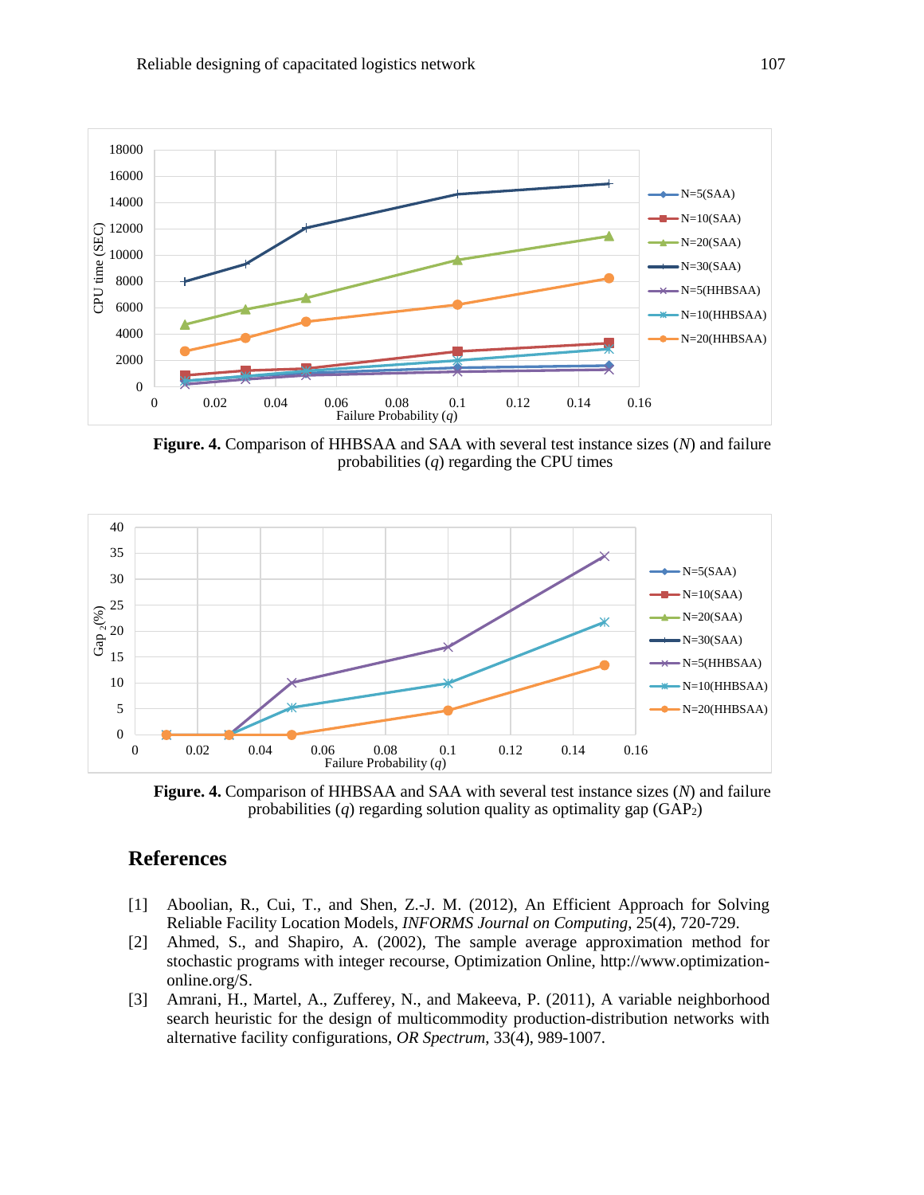**Figure. 4.** Comparison of HHBSAA and SAA with several test instance sizes ($N$) and failure probabilities ($q$) regarding the CPU times

**Figure. 4.** Comparison of HHBSAA and SAA with several test instance sizes ($N$) and failure probabilities ($q$) regarding solution quality as optimality gap ($GAP_2$)

## References

[1] Aboolian, R., Cui, T., and Shen, Z.-J. M. (2012), An Efficient Approach for Solving Reliable Facility Location Models, *INFORMS Journal on Computing*, 25(4), 720-729.

[2] Ahmed, S., and Shapiro, A. (2002), The sample average approximation method for stochastic programs with integer recourse, Optimization Online, http://www.optimization-online.org/S.

[3] Amrani, H., Martel, A., Zufferey, N., and Makeeva, P. (2011), A variable neighborhood search heuristic for the design of multicommodity production-distribution networks with alternative facility configurations, *OR Spectrum*, 33(4), 989-1007.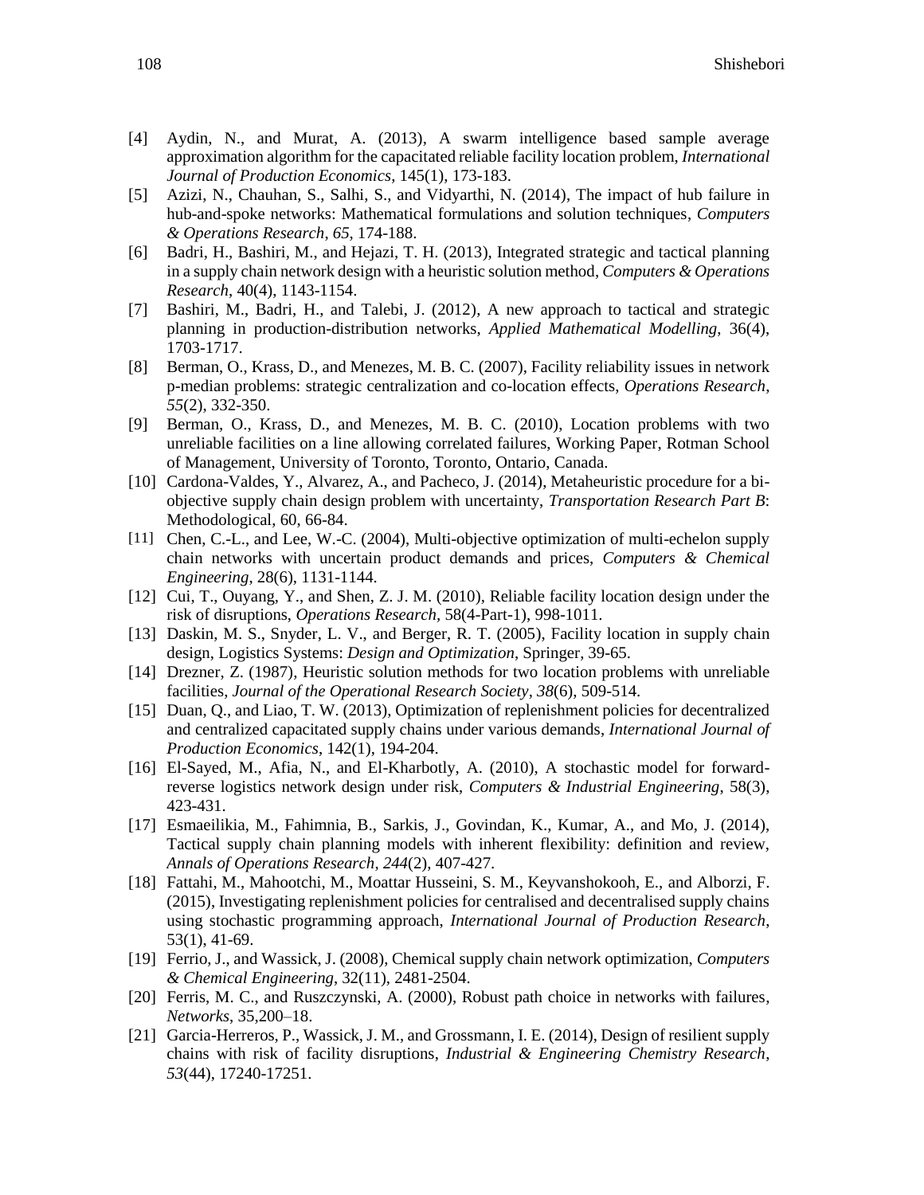[4] Aydin, N., and Murat, A. (2013), A swarm intelligence based sample average approximation algorithm for the capacitated reliable facility location problem, *International Journal of Production Economics*, 145(1), 173-183.

[5] Azizi, N., Chauhan, S., Salhi, S., and Vidyarthi, N. (2014), The impact of hub failure in hub-and-spoke networks: Mathematical formulations and solution techniques, *Computers & Operations Research*, *65*, 174-188.

[6] Badri, H., Bashiri, M., and Hejazi, T. H. (2013), Integrated strategic and tactical planning in a supply chain network design with a heuristic solution method, *Computers & Operations Research*, 40(4), 1143-1154.

[7] Bashiri, M., Badri, H., and Talebi, J. (2012), A new approach to tactical and strategic planning in production-distribution networks, *Applied Mathematical Modelling*, 36(4), 1703-1717.

[8] Berman, O., Krass, D., and Menezes, M. B. C. (2007), Facility reliability issues in network p-median problems: strategic centralization and co-location effects, *Operations Research*, *55*(2), 332-350.

[9] Berman, O., Krass, D., and Menezes, M. B. C. (2010), Location problems with two unreliable facilities on a line allowing correlated failures, Working Paper, Rotman School of Management, University of Toronto, Toronto, Ontario, Canada.

[10] Cardona-Valdes, Y., Alvarez, A., and Pacheco, J. (2014), Metaheuristic procedure for a bi-objective supply chain design problem with uncertainty, *Transportation Research Part B*: Methodological, 60, 66-84.

[11] Chen, C.-L., and Lee, W.-C. (2004), Multi-objective optimization of multi-echelon supply chain networks with uncertain product demands and prices, *Computers & Chemical Engineering*, 28(6), 1131-1144.

[12] Cui, T., Ouyang, Y., and Shen, Z. J. M. (2010), Reliable facility location design under the risk of disruptions, *Operations Research,* 58(4-Part-1), 998-1011.

[13] Daskin, M. S., Snyder, L. V., and Berger, R. T. (2005), Facility location in supply chain design, Logistics Systems: *Design and Optimization*, Springer, 39-65.

[14] Drezner, Z. (1987), Heuristic solution methods for two location problems with unreliable facilities, *Journal of the Operational Research Society*, *38*(6), 509-514.

[15] Duan, Q., and Liao, T. W. (2013), Optimization of replenishment policies for decentralized and centralized capacitated supply chains under various demands, *International Journal of Production Economics*, 142(1), 194-204.

[16] El-Sayed, M., Afia, N., and El-Kharbotly, A. (2010), A stochastic model for forward-reverse logistics network design under risk, *Computers & Industrial Engineering*, 58(3), 423-431.

[17] Esmaeilikia, M., Fahimnia, B., Sarkis, J., Govindan, K., Kumar, A., and Mo, J. (2014), Tactical supply chain planning models with inherent flexibility: definition and review, *Annals of Operations Research*, *244*(2), 407-427.

[18] Fattahi, M., Mahootchi, M., Moattar Husseini, S. M., Keyvanshokooh, E., and Alborzi, F. (2015), Investigating replenishment policies for centralised and decentralised supply chains using stochastic programming approach, *International Journal of Production Research*, 53(1), 41-69.

[19] Ferrio, J., and Wassick, J. (2008), Chemical supply chain network optimization, *Computers & Chemical Engineering*, 32(11), 2481-2504.

[20] Ferris, M. C., and Ruszczynski, A. (2000), Robust path choice in networks with failures, *Networks*, 35,200–18.

[21] Garcia-Herreros, P., Wassick, J. M., and Grossmann, I. E. (2014), Design of resilient supply chains with risk of facility disruptions, *Industrial & Engineering Chemistry Research*, *53*(44), 17240-17251.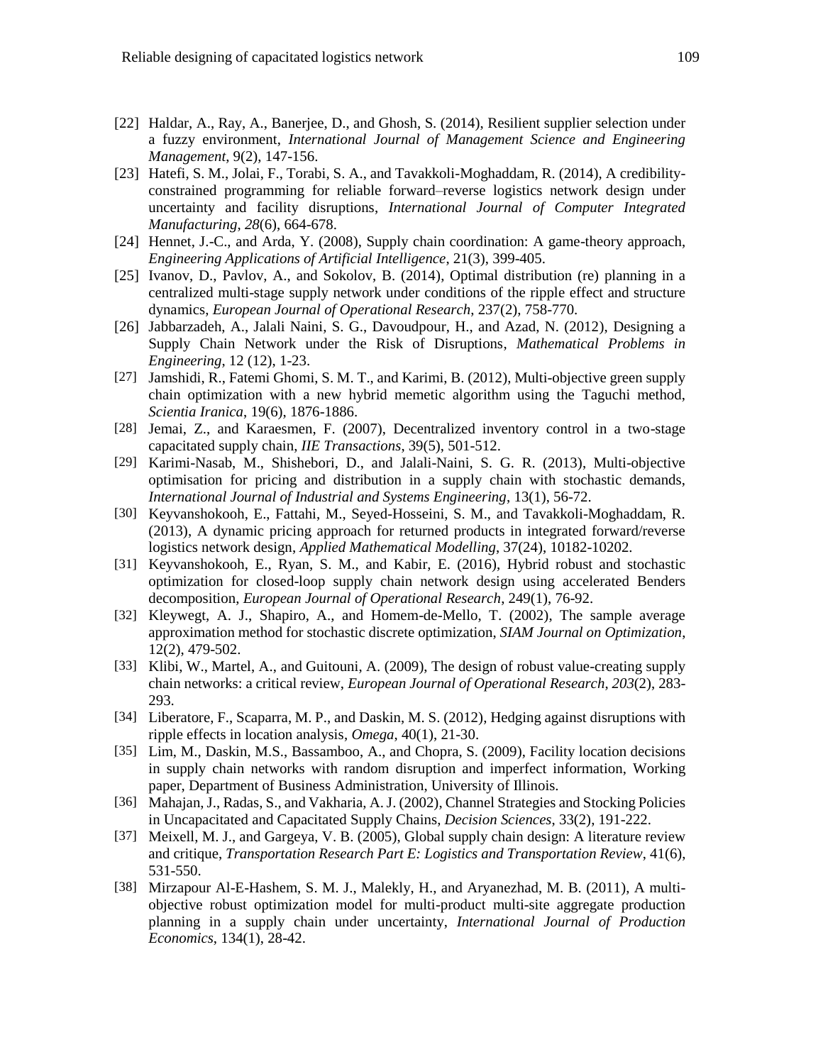[22] Haldar, A., Ray, A., Banerjee, D., and Ghosh, S. (2014), Resilient supplier selection under a fuzzy environment, *International Journal of Management Science and Engineering Management*, 9(2), 147-156.

[23] Hatefi, S. M., Jolai, F., Torabi, S. A., and Tavakkoli-Moghaddam, R. (2014), A credibility-constrained programming for reliable forward–reverse logistics network design under uncertainty and facility disruptions, *International Journal of Computer Integrated Manufacturing*, *28*(6), 664-678.

[24] Hennet, J.-C., and Arda, Y. (2008), Supply chain coordination: A game-theory approach, *Engineering Applications of Artificial Intelligence*, 21(3), 399-405.

[25] Ivanov, D., Pavlov, A., and Sokolov, B. (2014), Optimal distribution (re) planning in a centralized multi-stage supply network under conditions of the ripple effect and structure dynamics, *European Journal of Operational Research*, 237(2), 758-770.

[26] Jabbarzadeh, A., Jalali Naini, S. G., Davoudpour, H., and Azad, N. (2012), Designing a Supply Chain Network under the Risk of Disruptions, *Mathematical Problems in Engineering*, 12 (12), 1-23.

[27] Jamshidi, R., Fatemi Ghomi, S. M. T., and Karimi, B. (2012), Multi-objective green supply chain optimization with a new hybrid memetic algorithm using the Taguchi method, *Scientia Iranica*, 19(6), 1876-1886.

[28] Jemai, Z., and Karaesmen, F. (2007), Decentralized inventory control in a two-stage capacitated supply chain, *IIE Transactions*, 39(5), 501-512.

[29] Karimi-Nasab, M., Shishebori, D., and Jalali-Naini, S. G. R. (2013), Multi-objective optimisation for pricing and distribution in a supply chain with stochastic demands, *International Journal of Industrial and Systems Engineering*, 13(1), 56-72.

[30] Keyvanshokooh, E., Fattahi, M., Seyed-Hosseini, S. M., and Tavakkoli-Moghaddam, R. (2013), A dynamic pricing approach for returned products in integrated forward/reverse logistics network design, *Applied Mathematical Modelling*, 37(24), 10182-10202.

[31] Keyvanshokooh, E., Ryan, S. M., and Kabir, E. (2016), Hybrid robust and stochastic optimization for closed-loop supply chain network design using accelerated Benders decomposition, *European Journal of Operational Research*, 249(1), 76-92.

[32] Kleywegt, A. J., Shapiro, A., and Homem-de-Mello, T. (2002), The sample average approximation method for stochastic discrete optimization, *SIAM Journal on Optimization*, 12(2), 479-502.

[33] Klibi, W., Martel, A., and Guitouni, A. (2009), The design of robust value-creating supply chain networks: a critical review, *European Journal of Operational Research*, *203*(2), 283-293.

[34] Liberatore, F., Scaparra, M. P., and Daskin, M. S. (2012), Hedging against disruptions with ripple effects in location analysis, *Omega*, 40(1), 21-30.

[35] Lim, M., Daskin, M.S., Bassamboo, A., and Chopra, S. (2009), Facility location decisions in supply chain networks with random disruption and imperfect information, Working paper, Department of Business Administration, University of Illinois.

[36] Mahajan, J., Radas, S., and Vakharia, A. J. (2002), Channel Strategies and Stocking Policies in Uncapacitated and Capacitated Supply Chains, *Decision Sciences*, 33(2), 191-222.

[37] Meixell, M. J., and Gargeya, V. B. (2005), Global supply chain design: A literature review and critique, *Transportation Research Part E: Logistics and Transportation Review*, 41(6), 531-550.

[38] Mirzapour Al-E-Hashem, S. M. J., Malekly, H., and Aryanezhad, M. B. (2011), A multi-objective robust optimization model for multi-product multi-site aggregate production planning in a supply chain under uncertainty, *International Journal of Production Economics*, 134(1), 28-42.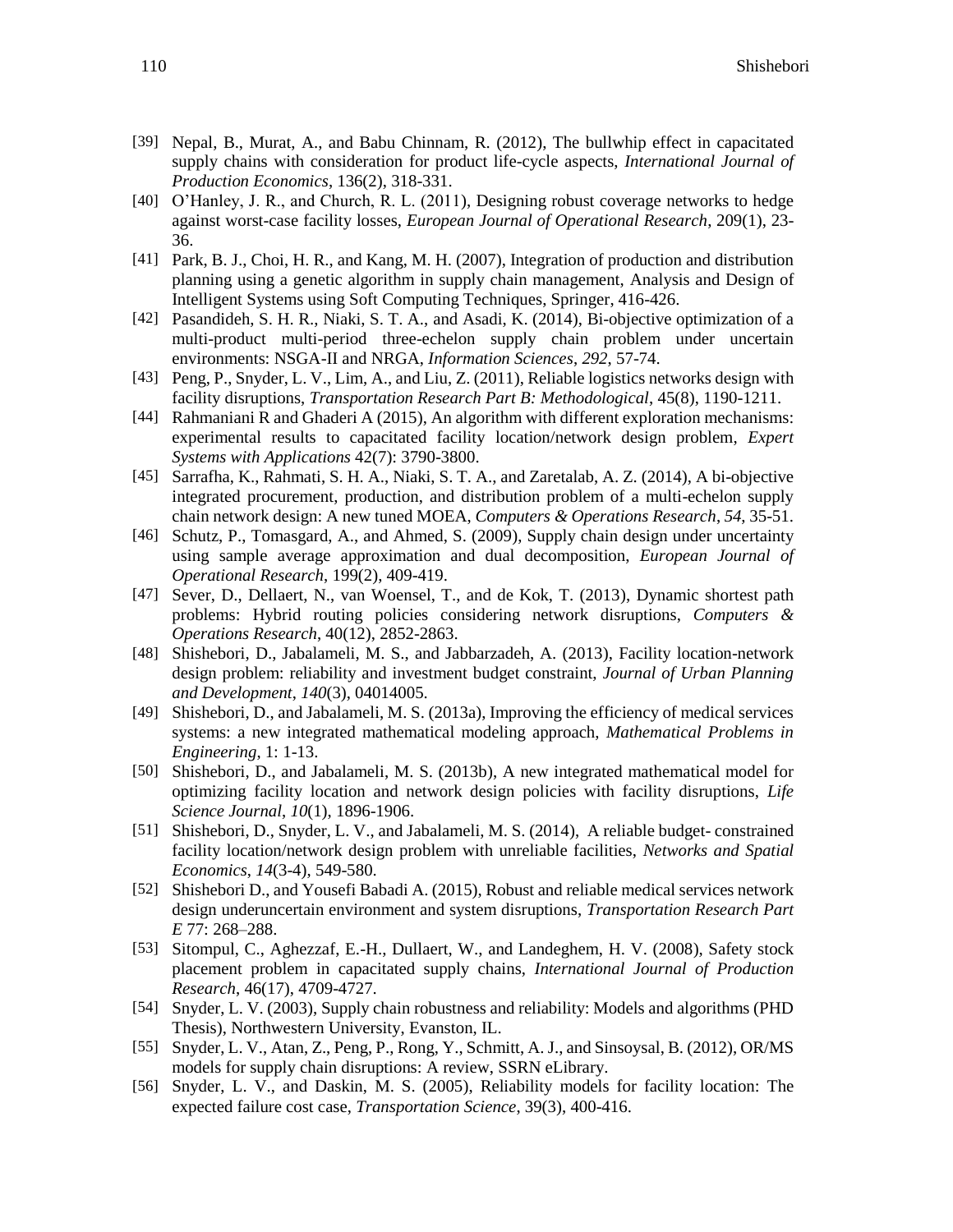[39] Nepal, B., Murat, A., and Babu Chinnam, R. (2012), The bullwhip effect in capacitated supply chains with consideration for product life-cycle aspects, *International Journal of Production Economics*, 136(2), 318-331.

[40] O'Hanley, J. R., and Church, R. L. (2011), Designing robust coverage networks to hedge against worst-case facility losses, *European Journal of Operational Research*, 209(1), 23-36.

[41] Park, B. J., Choi, H. R., and Kang, M. H. (2007), Integration of production and distribution planning using a genetic algorithm in supply chain management, Analysis and Design of Intelligent Systems using Soft Computing Techniques, Springer, 416-426.

[42] Pasandideh, S. H. R., Niaki, S. T. A., and Asadi, K. (2014), Bi-objective optimization of a multi-product multi-period three-echelon supply chain problem under uncertain environments: NSGA-II and NRGA, *Information Sciences*, *292*, 57-74.

[43] Peng, P., Snyder, L. V., Lim, A., and Liu, Z. (2011), Reliable logistics networks design with facility disruptions, *Transportation Research Part B: Methodological*, 45(8), 1190-1211.

[44] Rahmaniani R and Ghaderi A (2015), An algorithm with different exploration mechanisms: experimental results to capacitated facility location/network design problem, *Expert Systems with Applications* 42(7): 3790-3800.

[45] Sarrafha, K., Rahmati, S. H. A., Niaki, S. T. A., and Zaretalab, A. Z. (2014), A bi-objective integrated procurement, production, and distribution problem of a multi-echelon supply chain network design: A new tuned MOEA, *Computers & Operations Research*, *54*, 35-51.

[46] Schutz, P., Tomasgard, A., and Ahmed, S. (2009), Supply chain design under uncertainty using sample average approximation and dual decomposition, *European Journal of Operational Research*, 199(2), 409-419.

[47] Sever, D., Dellaert, N., van Woensel, T., and de Kok, T. (2013), Dynamic shortest path problems: Hybrid routing policies considering network disruptions, *Computers & Operations Research*, 40(12), 2852-2863.

[48] Shishebori, D., Jabalameli, M. S., and Jabbarzadeh, A. (2013), Facility location-network design problem: reliability and investment budget constraint, *Journal of Urban Planning and Development*, *140*(3), 04014005.

[49] Shishebori, D., and Jabalameli, M. S. (2013a), Improving the efficiency of medical services systems: a new integrated mathematical modeling approach, *Mathematical Problems in Engineering*, 1: 1-13.

[50] Shishebori, D., and Jabalameli, M. S. (2013b), A new integrated mathematical model for optimizing facility location and network design policies with facility disruptions, *Life Science Journal*, *10*(1), 1896-1906.

[51] Shishebori, D., Snyder, L. V., and Jabalameli, M. S. (2014), A reliable budget- constrained facility location/network design problem with unreliable facilities, *Networks and Spatial Economics*, *14*(3-4), 549-580.

[52] Shishebori D., and Yousefi Babadi A. (2015), Robust and reliable medical services network design underuncertain environment and system disruptions, *Transportation Research Part E* 77: 268–288.

[53] Sitompul, C., Aghezzaf, E.-H., Dullaert, W., and Landeghem, H. V. (2008), Safety stock placement problem in capacitated supply chains, *International Journal of Production Research*, 46(17), 4709-4727.

[54] Snyder, L. V. (2003), Supply chain robustness and reliability: Models and algorithms (PHD Thesis), Northwestern University, Evanston, IL.

[55] Snyder, L. V., Atan, Z., Peng, P., Rong, Y., Schmitt, A. J., and Sinsoysal, B. (2012), OR/MS models for supply chain disruptions: A review, SSRN eLibrary.

[56] Snyder, L. V., and Daskin, M. S. (2005), Reliability models for facility location: The expected failure cost case, *Transportation Science*, 39(3), 400-416.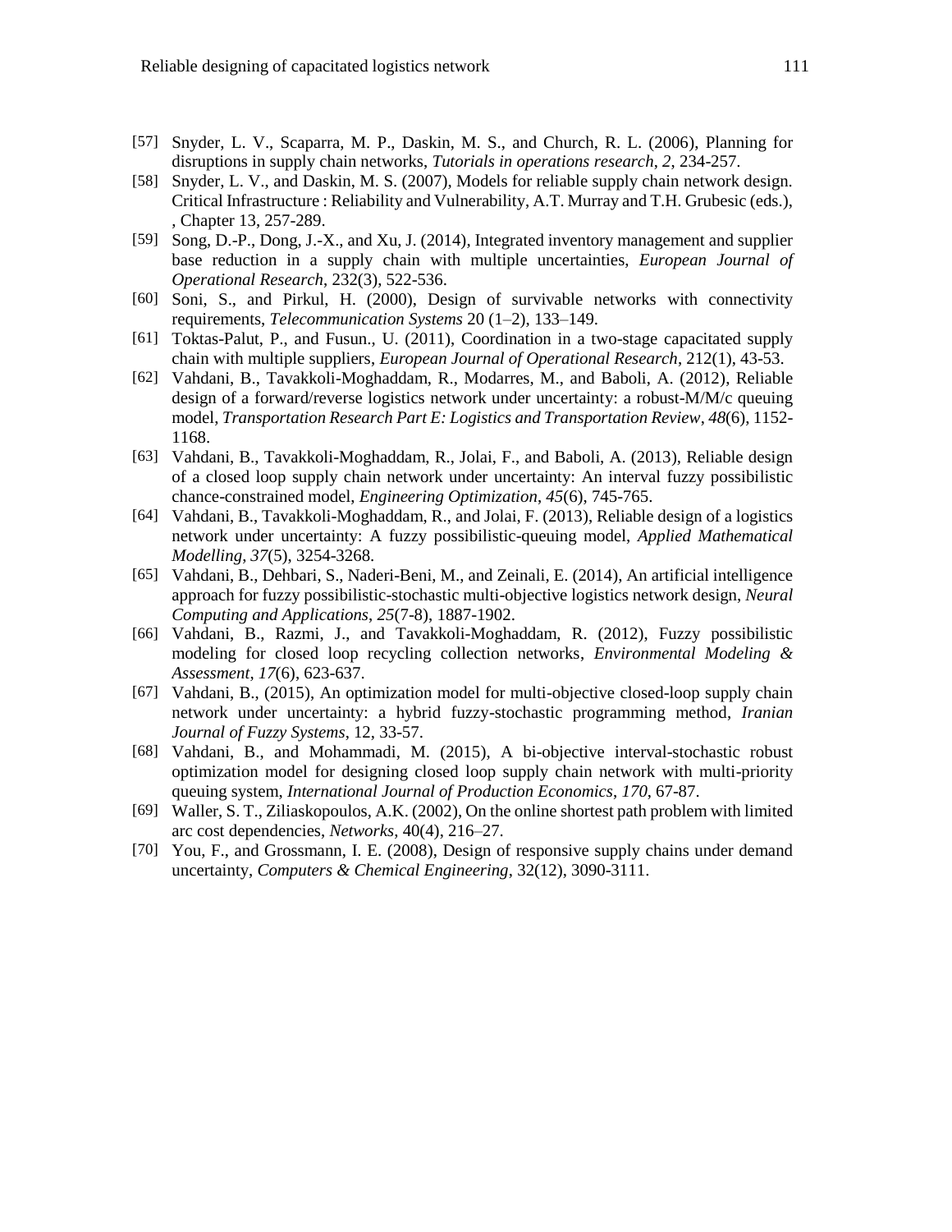[57] Snyder, L. V., Scaparra, M. P., Daskin, M. S., and Church, R. L. (2006), Planning for disruptions in supply chain networks, *Tutorials in operations research*, *2*, 234-257.

[58] Snyder, L. V., and Daskin, M. S. (2007), Models for reliable supply chain network design. Critical Infrastructure : Reliability and Vulnerability, A.T. Murray and T.H. Grubesic (eds.), , Chapter 13, 257-289.

[59] Song, D.-P., Dong, J.-X., and Xu, J. (2014), Integrated inventory management and supplier base reduction in a supply chain with multiple uncertainties, *European Journal of Operational Research*, 232(3), 522-536.

[60] Soni, S., and Pirkul, H. (2000), Design of survivable networks with connectivity requirements, *Telecommunication Systems* 20 (1–2), 133–149.

[61] Toktas-Palut, P., and Fusun., U. (2011), Coordination in a two-stage capacitated supply chain with multiple suppliers, *European Journal of Operational Research*, 212(1), 43-53.

[62] Vahdani, B., Tavakkoli-Moghaddam, R., Modarres, M., and Baboli, A. (2012), Reliable design of a forward/reverse logistics network under uncertainty: a robust-M/M/c queuing model, *Transportation Research Part E: Logistics and Transportation Review*, *48*(6), 1152-1168.

[63] Vahdani, B., Tavakkoli-Moghaddam, R., Jolai, F., and Baboli, A. (2013), Reliable design of a closed loop supply chain network under uncertainty: An interval fuzzy possibilistic chance-constrained model, *Engineering Optimization*, *45*(6), 745-765.

[64] Vahdani, B., Tavakkoli-Moghaddam, R., and Jolai, F. (2013), Reliable design of a logistics network under uncertainty: A fuzzy possibilistic-queuing model, *Applied Mathematical Modelling*, *37*(5), 3254-3268.

[65] Vahdani, B., Dehbari, S., Naderi-Beni, M., and Zeinali, E. (2014), An artificial intelligence approach for fuzzy possibilistic-stochastic multi-objective logistics network design, *Neural Computing and Applications*, *25*(7-8), 1887-1902.

[66] Vahdani, B., Razmi, J., and Tavakkoli-Moghaddam, R. (2012), Fuzzy possibilistic modeling for closed loop recycling collection networks, *Environmental Modeling & Assessment*, *17*(6), 623-637.

[67] Vahdani, B., (2015), An optimization model for multi-objective closed-loop supply chain network under uncertainty: a hybrid fuzzy-stochastic programming method, *Iranian Journal of Fuzzy Systems*, 12, 33-57.

[68] Vahdani, B., and Mohammadi, M. (2015), A bi-objective interval-stochastic robust optimization model for designing closed loop supply chain network with multi-priority queuing system, *International Journal of Production Economics*, *170*, 67-87.

[69] Waller, S. T., Ziliaskopoulos, A.K. (2002), On the online shortest path problem with limited arc cost dependencies, *Networks*, 40(4), 216–27.

[70] You, F., and Grossmann, I. E. (2008), Design of responsive supply chains under demand uncertainty, *Computers & Chemical Engineering*, 32(12), 3090-3111.